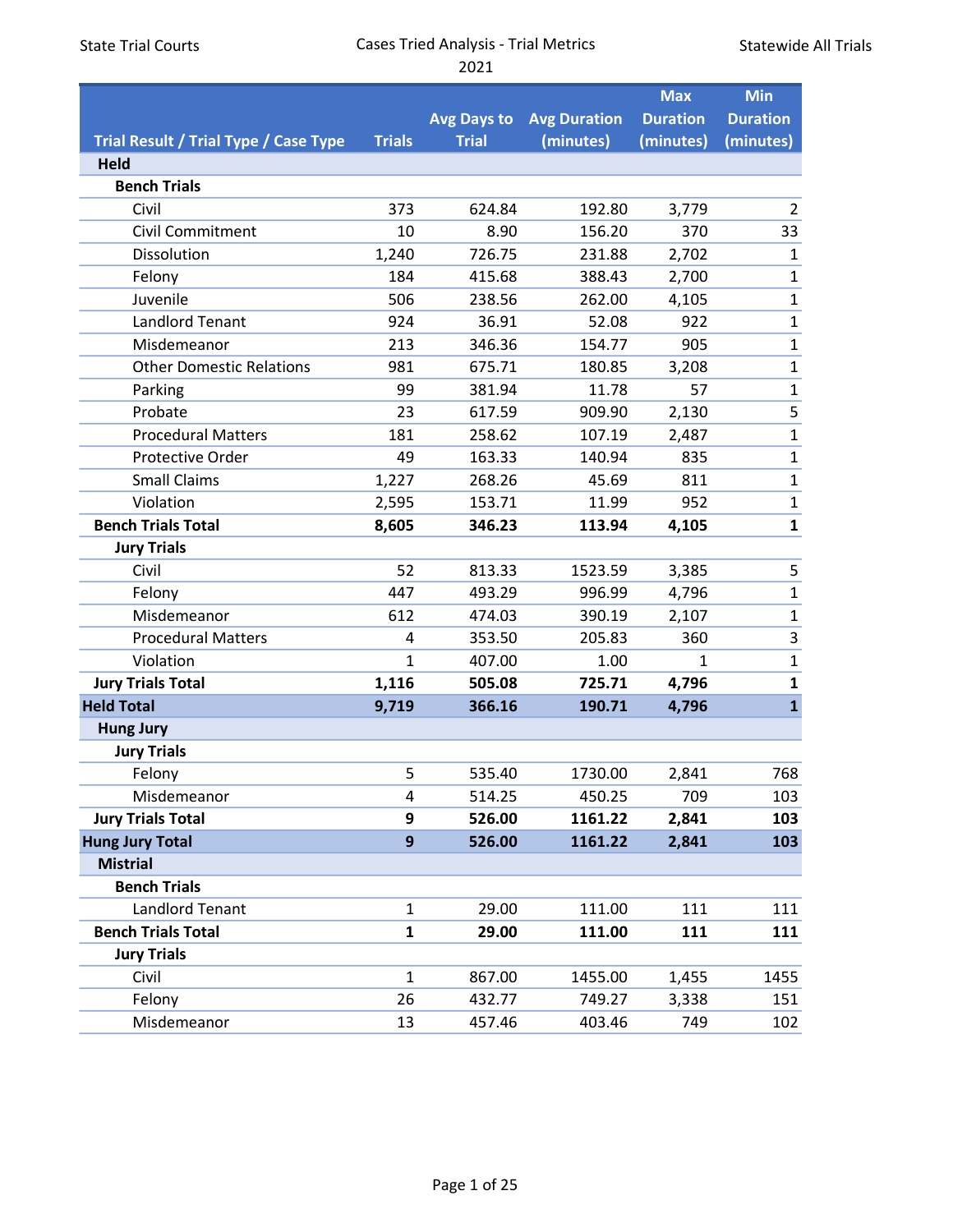State Trial Courts

Cases Tried Analysis - Trial Metrics
2021

Statewide All Trials

| Trial Result / Trial Type / Case Type | Trials | Avg Days to Trial | Avg Duration (minutes) | Max Duration (minutes) | Min Duration (minutes) |
|---|---|---|---|---|---|
| **Held** | | | | | |
| **Bench Trials** | | | | | |
| Civil | 373 | 624.84 | 192.80 | 3,779 | 2 |
| Civil Commitment | 10 | 8.90 | 156.20 | 370 | 33 |
| Dissolution | 1,240 | 726.75 | 231.88 | 2,702 | 1 |
| Felony | 184 | 415.68 | 388.43 | 2,700 | 1 |
| Juvenile | 506 | 238.56 | 262.00 | 4,105 | 1 |
| Landlord Tenant | 924 | 36.91 | 52.08 | 922 | 1 |
| Misdemeanor | 213 | 346.36 | 154.77 | 905 | 1 |
| Other Domestic Relations | 981 | 675.71 | 180.85 | 3,208 | 1 |
| Parking | 99 | 381.94 | 11.78 | 57 | 1 |
| Probate | 23 | 617.59 | 909.90 | 2,130 | 5 |
| Procedural Matters | 181 | 258.62 | 107.19 | 2,487 | 1 |
| Protective Order | 49 | 163.33 | 140.94 | 835 | 1 |
| Small Claims | 1,227 | 268.26 | 45.69 | 811 | 1 |
| Violation | 2,595 | 153.71 | 11.99 | 952 | 1 |
| **Bench Trials Total** | **8,605** | **346.23** | **113.94** | **4,105** | **1** |
| **Jury Trials** | | | | | |
| Civil | 52 | 813.33 | 1523.59 | 3,385 | 5 |
| Felony | 447 | 493.29 | 996.99 | 4,796 | 1 |
| Misdemeanor | 612 | 474.03 | 390.19 | 2,107 | 1 |
| Procedural Matters | 4 | 353.50 | 205.83 | 360 | 3 |
| Violation | 1 | 407.00 | 1.00 | 1 | 1 |
| **Jury Trials Total** | **1,116** | **505.08** | **725.71** | **4,796** | **1** |
| **Held Total** | **9,719** | **366.16** | **190.71** | **4,796** | **1** |
| **Hung Jury** | | | | | |
| **Jury Trials** | | | | | |
| Felony | 5 | 535.40 | 1730.00 | 2,841 | 768 |
| Misdemeanor | 4 | 514.25 | 450.25 | 709 | 103 |
| **Jury Trials Total** | **9** | **526.00** | **1161.22** | **2,841** | **103** |
| **Hung Jury Total** | **9** | **526.00** | **1161.22** | **2,841** | **103** |
| **Mistrial** | | | | | |
| **Bench Trials** | | | | | |
| Landlord Tenant | 1 | 29.00 | 111.00 | 111 | 111 |
| **Bench Trials Total** | **1** | **29.00** | **111.00** | **111** | **111** |
| **Jury Trials** | | | | | |
| Civil | 1 | 867.00 | 1455.00 | 1,455 | 1455 |
| Felony | 26 | 432.77 | 749.27 | 3,338 | 151 |
| Misdemeanor | 13 | 457.46 | 403.46 | 749 | 102 |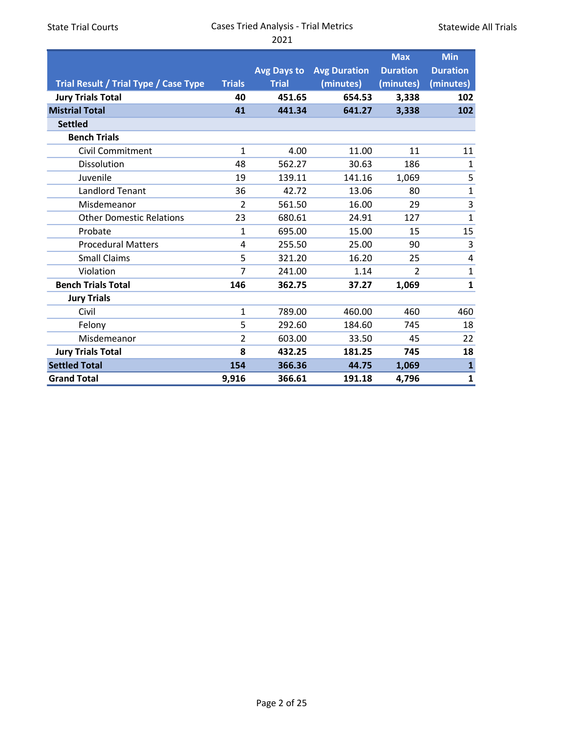| Trial Result / Trial Type / Case Type | Trials | Avg Days to Trial | Avg Duration (minutes) | Max Duration (minutes) | Min Duration (minutes) |
|---|---|---|---|---|---|
| **Jury Trials Total** | **40** | **451.65** | **654.53** | **3,338** | **102** |
| **Mistrial Total** | **41** | **441.34** | **641.27** | **3,338** | **102** |
| **Settled** | | | | | |
| **Bench Trials** | | | | | |
| Civil Commitment | 1 | 4.00 | 11.00 | 11 | 11 |
| Dissolution | 48 | 562.27 | 30.63 | 186 | 1 |
| Juvenile | 19 | 139.11 | 141.16 | 1,069 | 5 |
| Landlord Tenant | 36 | 42.72 | 13.06 | 80 | 1 |
| Misdemeanor | 2 | 561.50 | 16.00 | 29 | 3 |
| Other Domestic Relations | 23 | 680.61 | 24.91 | 127 | 1 |
| Probate | 1 | 695.00 | 15.00 | 15 | 15 |
| Procedural Matters | 4 | 255.50 | 25.00 | 90 | 3 |
| Small Claims | 5 | 321.20 | 16.20 | 25 | 4 |
| Violation | 7 | 241.00 | 1.14 | 2 | 1 |
| **Bench Trials Total** | **146** | **362.75** | **37.27** | **1,069** | **1** |
| **Jury Trials** | | | | | |
| Civil | 1 | 789.00 | 460.00 | 460 | 460 |
| Felony | 5 | 292.60 | 184.60 | 745 | 18 |
| Misdemeanor | 2 | 603.00 | 33.50 | 45 | 22 |
| **Jury Trials Total** | **8** | **432.25** | **181.25** | **745** | **18** |
| **Settled Total** | **154** | **366.36** | **44.75** | **1,069** | **1** |
| **Grand Total** | **9,916** | **366.61** | **191.18** | **4,796** | **1** |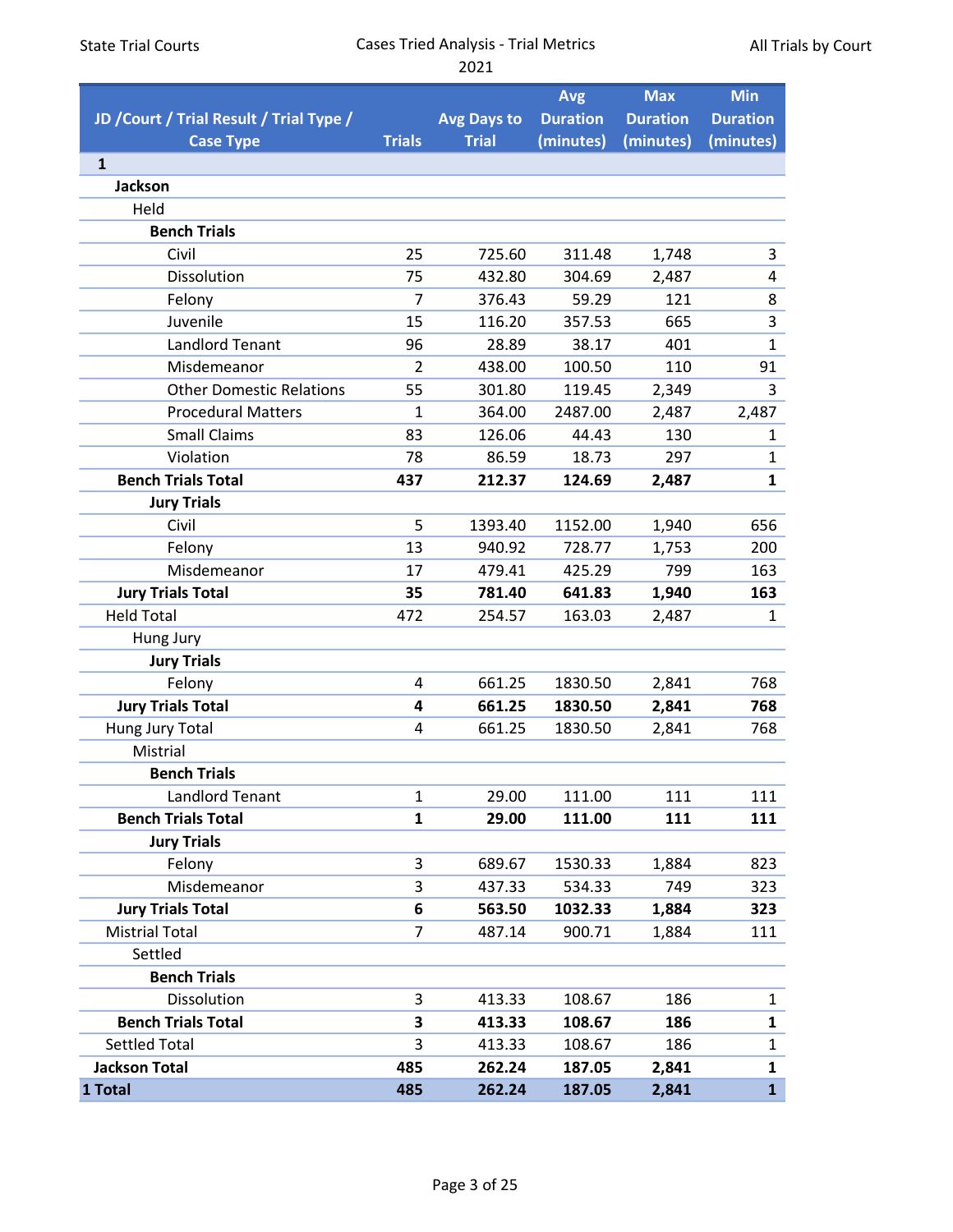State Trial Courts | Cases Tried Analysis - Trial Metrics 2021 | All Trials by Court

| JD /Court / Trial Result / Trial Type / Case Type | Trials | Avg Days to Trial | Avg Duration (minutes) | Max Duration (minutes) | Min Duration (minutes) |
|---|---|---|---|---|---|
| **1** | | | | | |
| **Jackson** | | | | | |
| Held | | | | | |
| **Bench Trials** | | | | | |
| Civil | 25 | 725.60 | 311.48 | 1,748 | 3 |
| Dissolution | 75 | 432.80 | 304.69 | 2,487 | 4 |
| Felony | 7 | 376.43 | 59.29 | 121 | 8 |
| Juvenile | 15 | 116.20 | 357.53 | 665 | 3 |
| Landlord Tenant | 96 | 28.89 | 38.17 | 401 | 1 |
| Misdemeanor | 2 | 438.00 | 100.50 | 110 | 91 |
| Other Domestic Relations | 55 | 301.80 | 119.45 | 2,349 | 3 |
| Procedural Matters | 1 | 364.00 | 2487.00 | 2,487 | 2,487 |
| Small Claims | 83 | 126.06 | 44.43 | 130 | 1 |
| Violation | 78 | 86.59 | 18.73 | 297 | 1 |
| **Bench Trials Total** | **437** | **212.37** | **124.69** | **2,487** | **1** |
| **Jury Trials** | | | | | |
| Civil | 5 | 1393.40 | 1152.00 | 1,940 | 656 |
| Felony | 13 | 940.92 | 728.77 | 1,753 | 200 |
| Misdemeanor | 17 | 479.41 | 425.29 | 799 | 163 |
| **Jury Trials Total** | **35** | **781.40** | **641.83** | **1,940** | **163** |
| Held Total | 472 | 254.57 | 163.03 | 2,487 | 1 |
| Hung Jury | | | | | |
| **Jury Trials** | | | | | |
| Felony | 4 | 661.25 | 1830.50 | 2,841 | 768 |
| **Jury Trials Total** | **4** | **661.25** | **1830.50** | **2,841** | **768** |
| Hung Jury Total | 4 | 661.25 | 1830.50 | 2,841 | 768 |
| Mistrial | | | | | |
| **Bench Trials** | | | | | |
| Landlord Tenant | 1 | 29.00 | 111.00 | 111 | 111 |
| **Bench Trials Total** | **1** | **29.00** | **111.00** | **111** | **111** |
| **Jury Trials** | | | | | |
| Felony | 3 | 689.67 | 1530.33 | 1,884 | 823 |
| Misdemeanor | 3 | 437.33 | 534.33 | 749 | 323 |
| **Jury Trials Total** | **6** | **563.50** | **1032.33** | **1,884** | **323** |
| Mistrial Total | 7 | 487.14 | 900.71 | 1,884 | 111 |
| Settled | | | | | |
| **Bench Trials** | | | | | |
| Dissolution | 3 | 413.33 | 108.67 | 186 | 1 |
| **Bench Trials Total** | **3** | **413.33** | **108.67** | **186** | **1** |
| Settled Total | 3 | 413.33 | 108.67 | 186 | 1 |
| **Jackson Total** | **485** | **262.24** | **187.05** | **2,841** | **1** |
| **1 Total** | **485** | **262.24** | **187.05** | **2,841** | **1** |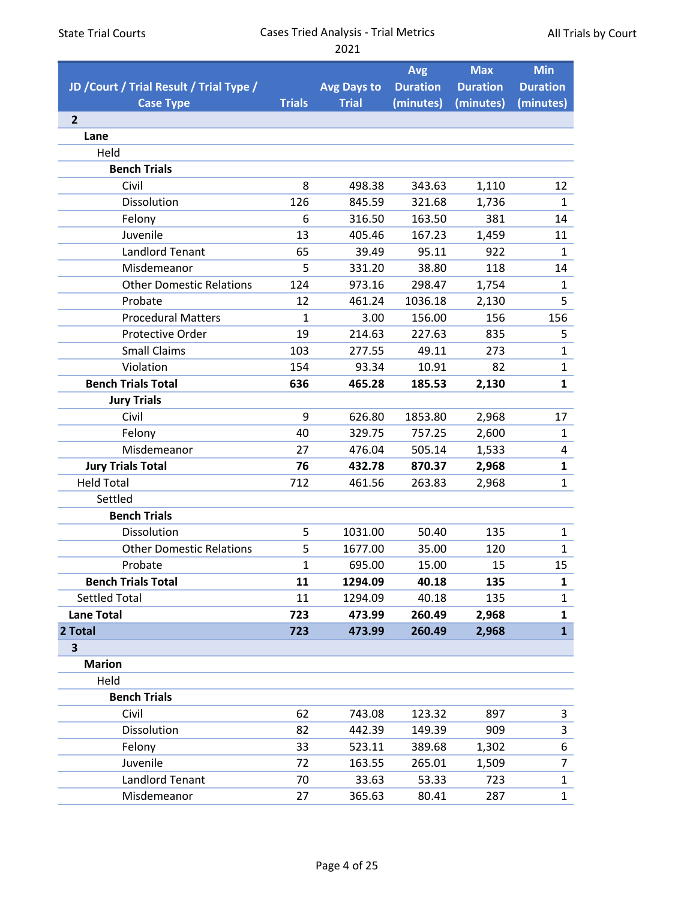State Trial Courts

Cases Tried Analysis - Trial Metrics
2021

All Trials by Court

| JD /Court / Trial Result / Trial Type / Case Type | Trials | Avg Days to Trial | Avg Duration (minutes) | Max Duration (minutes) | Min Duration (minutes) |
|---|---|---|---|---|---|
| **2** | | | | | |
| **Lane** | | | | | |
| Held | | | | | |
| **Bench Trials** | | | | | |
| Civil | 8 | 498.38 | 343.63 | 1,110 | 12 |
| Dissolution | 126 | 845.59 | 321.68 | 1,736 | 1 |
| Felony | 6 | 316.50 | 163.50 | 381 | 14 |
| Juvenile | 13 | 405.46 | 167.23 | 1,459 | 11 |
| Landlord Tenant | 65 | 39.49 | 95.11 | 922 | 1 |
| Misdemeanor | 5 | 331.20 | 38.80 | 118 | 14 |
| Other Domestic Relations | 124 | 973.16 | 298.47 | 1,754 | 1 |
| Probate | 12 | 461.24 | 1036.18 | 2,130 | 5 |
| Procedural Matters | 1 | 3.00 | 156.00 | 156 | 156 |
| Protective Order | 19 | 214.63 | 227.63 | 835 | 5 |
| Small Claims | 103 | 277.55 | 49.11 | 273 | 1 |
| Violation | 154 | 93.34 | 10.91 | 82 | 1 |
| **Bench Trials Total** | **636** | **465.28** | **185.53** | **2,130** | **1** |
| **Jury Trials** | | | | | |
| Civil | 9 | 626.80 | 1853.80 | 2,968 | 17 |
| Felony | 40 | 329.75 | 757.25 | 2,600 | 1 |
| Misdemeanor | 27 | 476.04 | 505.14 | 1,533 | 4 |
| **Jury Trials Total** | **76** | **432.78** | **870.37** | **2,968** | **1** |
| Held Total | 712 | 461.56 | 263.83 | 2,968 | 1 |
| Settled | | | | | |
| **Bench Trials** | | | | | |
| Dissolution | 5 | 1031.00 | 50.40 | 135 | 1 |
| Other Domestic Relations | 5 | 1677.00 | 35.00 | 120 | 1 |
| Probate | 1 | 695.00 | 15.00 | 15 | 15 |
| **Bench Trials Total** | **11** | **1294.09** | **40.18** | **135** | **1** |
| Settled Total | 11 | 1294.09 | 40.18 | 135 | 1 |
| **Lane Total** | **723** | **473.99** | **260.49** | **2,968** | **1** |
| **2 Total** | **723** | **473.99** | **260.49** | **2,968** | **1** |
| **3** | | | | | |
| **Marion** | | | | | |
| Held | | | | | |
| **Bench Trials** | | | | | |
| Civil | 62 | 743.08 | 123.32 | 897 | 3 |
| Dissolution | 82 | 442.39 | 149.39 | 909 | 3 |
| Felony | 33 | 523.11 | 389.68 | 1,302 | 6 |
| Juvenile | 72 | 163.55 | 265.01 | 1,509 | 7 |
| Landlord Tenant | 70 | 33.63 | 53.33 | 723 | 1 |
| Misdemeanor | 27 | 365.63 | 80.41 | 287 | 1 |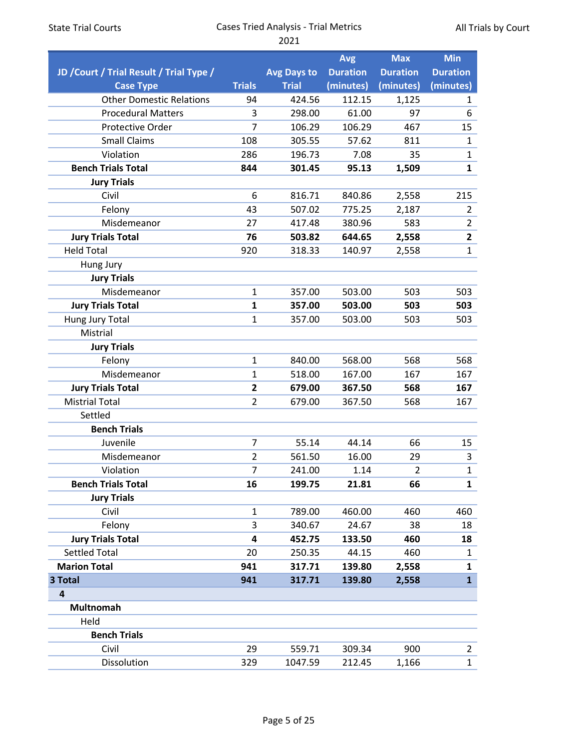State Trial Courts

Cases Tried Analysis - Trial Metrics

2021

All Trials by Court

| JD /Court / Trial Result / Trial Type / Case Type | Trials | Avg Days to Trial | Avg Duration (minutes) | Max Duration (minutes) | Min Duration (minutes) |
|---|---|---|---|---|---|
| Other Domestic Relations | 94 | 424.56 | 112.15 | 1,125 | 1 |
| Procedural Matters | 3 | 298.00 | 61.00 | 97 | 6 |
| Protective Order | 7 | 106.29 | 106.29 | 467 | 15 |
| Small Claims | 108 | 305.55 | 57.62 | 811 | 1 |
| Violation | 286 | 196.73 | 7.08 | 35 | 1 |
| **Bench Trials Total** | **844** | **301.45** | **95.13** | **1,509** | **1** |
| **Jury Trials** | | | | | |
| Civil | 6 | 816.71 | 840.86 | 2,558 | 215 |
| Felony | 43 | 507.02 | 775.25 | 2,187 | 2 |
| Misdemeanor | 27 | 417.48 | 380.96 | 583 | 2 |
| **Jury Trials Total** | **76** | **503.82** | **644.65** | **2,558** | **2** |
| Held Total | 920 | 318.33 | 140.97 | 2,558 | 1 |
| Hung Jury | | | | | |
| **Jury Trials** | | | | | |
| Misdemeanor | 1 | 357.00 | 503.00 | 503 | 503 |
| **Jury Trials Total** | **1** | **357.00** | **503.00** | **503** | **503** |
| Hung Jury Total | 1 | 357.00 | 503.00 | 503 | 503 |
| Mistrial | | | | | |
| **Jury Trials** | | | | | |
| Felony | 1 | 840.00 | 568.00 | 568 | 568 |
| Misdemeanor | 1 | 518.00 | 167.00 | 167 | 167 |
| **Jury Trials Total** | **2** | **679.00** | **367.50** | **568** | **167** |
| Mistrial Total | 2 | 679.00 | 367.50 | 568 | 167 |
| Settled | | | | | |
| **Bench Trials** | | | | | |
| Juvenile | 7 | 55.14 | 44.14 | 66 | 15 |
| Misdemeanor | 2 | 561.50 | 16.00 | 29 | 3 |
| Violation | 7 | 241.00 | 1.14 | 2 | 1 |
| **Bench Trials Total** | **16** | **199.75** | **21.81** | **66** | **1** |
| **Jury Trials** | | | | | |
| Civil | 1 | 789.00 | 460.00 | 460 | 460 |
| Felony | 3 | 340.67 | 24.67 | 38 | 18 |
| **Jury Trials Total** | **4** | **452.75** | **133.50** | **460** | **18** |
| Settled Total | 20 | 250.35 | 44.15 | 460 | 1 |
| **Marion Total** | **941** | **317.71** | **139.80** | **2,558** | **1** |
| **3 Total** | **941** | **317.71** | **139.80** | **2,558** | **1** |
| **4** | | | | | |
| **Multnomah** | | | | | |
| Held | | | | | |
| **Bench Trials** | | | | | |
| Civil | 29 | 559.71 | 309.34 | 900 | 2 |
| Dissolution | 329 | 1047.59 | 212.45 | 1,166 | 1 |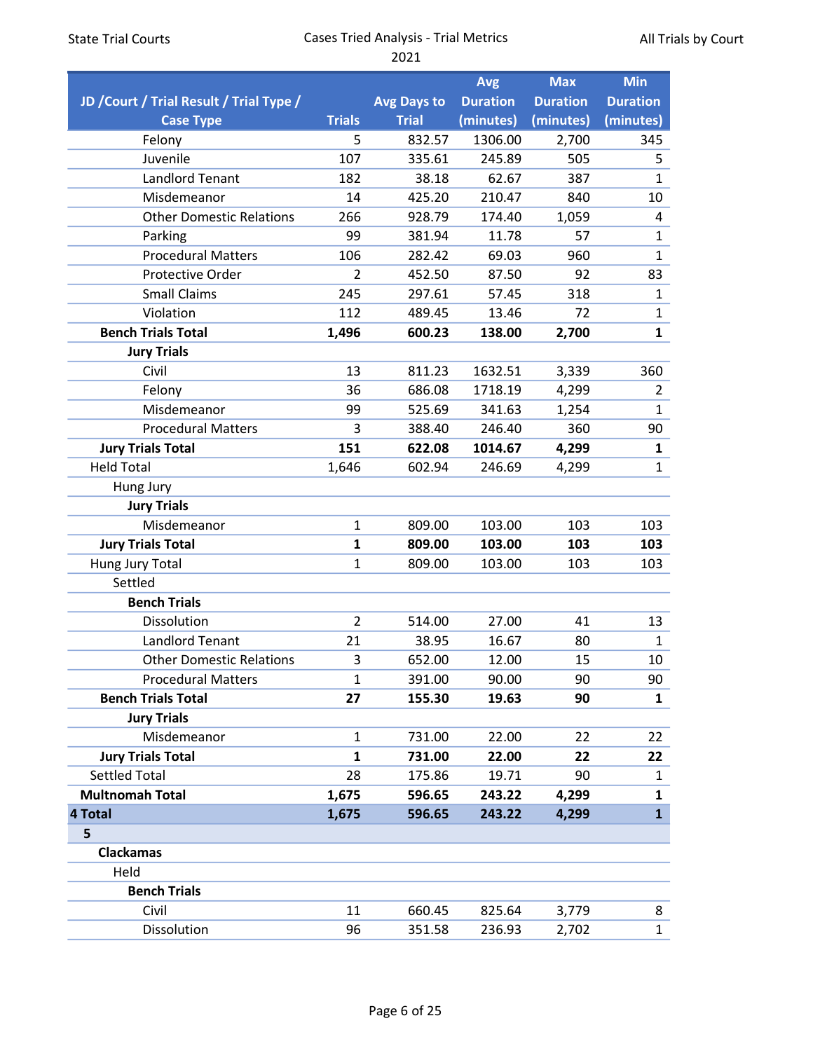State Trial Courts | Cases Tried Analysis - Trial Metrics 2021 | All Trials by Court

| JD /Court / Trial Result / Trial Type / Case Type | Trials | Avg Days to Trial | Avg Duration (minutes) | Max Duration (minutes) | Min Duration (minutes) |
|---|---|---|---|---|---|
| Felony | 5 | 832.57 | 1306.00 | 2,700 | 345 |
| Juvenile | 107 | 335.61 | 245.89 | 505 | 5 |
| Landlord Tenant | 182 | 38.18 | 62.67 | 387 | 1 |
| Misdemeanor | 14 | 425.20 | 210.47 | 840 | 10 |
| Other Domestic Relations | 266 | 928.79 | 174.40 | 1,059 | 4 |
| Parking | 99 | 381.94 | 11.78 | 57 | 1 |
| Procedural Matters | 106 | 282.42 | 69.03 | 960 | 1 |
| Protective Order | 2 | 452.50 | 87.50 | 92 | 83 |
| Small Claims | 245 | 297.61 | 57.45 | 318 | 1 |
| Violation | 112 | 489.45 | 13.46 | 72 | 1 |
| **Bench Trials Total** | **1,496** | **600.23** | **138.00** | **2,700** | **1** |
| **Jury Trials** | | | | | |
| Civil | 13 | 811.23 | 1632.51 | 3,339 | 360 |
| Felony | 36 | 686.08 | 1718.19 | 4,299 | 2 |
| Misdemeanor | 99 | 525.69 | 341.63 | 1,254 | 1 |
| Procedural Matters | 3 | 388.40 | 246.40 | 360 | 90 |
| **Jury Trials Total** | **151** | **622.08** | **1014.67** | **4,299** | **1** |
| Held Total | 1,646 | 602.94 | 246.69 | 4,299 | 1 |
| Hung Jury | | | | | |
| **Jury Trials** | | | | | |
| Misdemeanor | 1 | 809.00 | 103.00 | 103 | 103 |
| **Jury Trials Total** | **1** | **809.00** | **103.00** | **103** | **103** |
| Hung Jury Total | 1 | 809.00 | 103.00 | 103 | 103 |
| Settled | | | | | |
| **Bench Trials** | | | | | |
| Dissolution | 2 | 514.00 | 27.00 | 41 | 13 |
| Landlord Tenant | 21 | 38.95 | 16.67 | 80 | 1 |
| Other Domestic Relations | 3 | 652.00 | 12.00 | 15 | 10 |
| Procedural Matters | 1 | 391.00 | 90.00 | 90 | 90 |
| **Bench Trials Total** | **27** | **155.30** | **19.63** | **90** | **1** |
| **Jury Trials** | | | | | |
| Misdemeanor | 1 | 731.00 | 22.00 | 22 | 22 |
| **Jury Trials Total** | **1** | **731.00** | **22.00** | **22** | **22** |
| Settled Total | 28 | 175.86 | 19.71 | 90 | 1 |
| **Multnomah Total** | **1,675** | **596.65** | **243.22** | **4,299** | **1** |
| **4 Total** | **1,675** | **596.65** | **243.22** | **4,299** | **1** |
| **5** | | | | | |
| **Clackamas** | | | | | |
| Held | | | | | |
| **Bench Trials** | | | | | |
| Civil | 11 | 660.45 | 825.64 | 3,779 | 8 |
| Dissolution | 96 | 351.58 | 236.93 | 2,702 | 1 |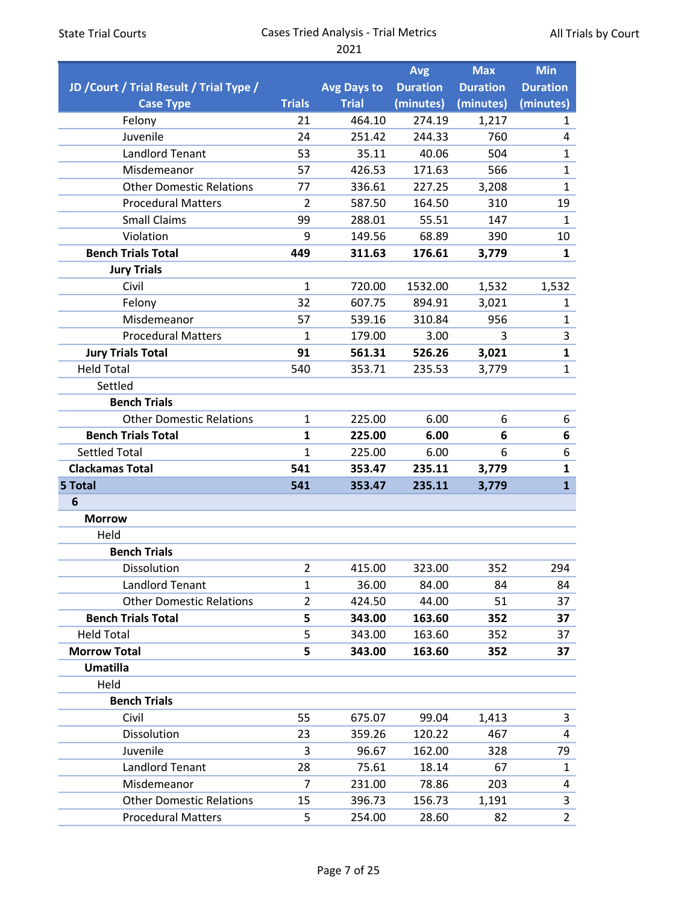State Trial Courts — Cases Tried Analysis - Trial Metrics — 2021 — All Trials by Court

| JD /Court / Trial Result / Trial Type / Case Type | Trials | Avg Days to Trial | Avg Duration (minutes) | Max Duration (minutes) | Min Duration (minutes) |
|---|---|---|---|---|---|
| Felony | 21 | 464.10 | 274.19 | 1,217 | 1 |
| Juvenile | 24 | 251.42 | 244.33 | 760 | 4 |
| Landlord Tenant | 53 | 35.11 | 40.06 | 504 | 1 |
| Misdemeanor | 57 | 426.53 | 171.63 | 566 | 1 |
| Other Domestic Relations | 77 | 336.61 | 227.25 | 3,208 | 1 |
| Procedural Matters | 2 | 587.50 | 164.50 | 310 | 19 |
| Small Claims | 99 | 288.01 | 55.51 | 147 | 1 |
| Violation | 9 | 149.56 | 68.89 | 390 | 10 |
| **Bench Trials Total** | **449** | **311.63** | **176.61** | **3,779** | **1** |
| **Jury Trials** | | | | | |
| Civil | 1 | 720.00 | 1532.00 | 1,532 | 1,532 |
| Felony | 32 | 607.75 | 894.91 | 3,021 | 1 |
| Misdemeanor | 57 | 539.16 | 310.84 | 956 | 1 |
| Procedural Matters | 1 | 179.00 | 3.00 | 3 | 3 |
| **Jury Trials Total** | **91** | **561.31** | **526.26** | **3,021** | **1** |
| Held Total | 540 | 353.71 | 235.53 | 3,779 | 1 |
| Settled | | | | | |
| **Bench Trials** | | | | | |
| Other Domestic Relations | 1 | 225.00 | 6.00 | 6 | 6 |
| **Bench Trials Total** | **1** | **225.00** | **6.00** | **6** | **6** |
| Settled Total | 1 | 225.00 | 6.00 | 6 | 6 |
| **Clackamas Total** | **541** | **353.47** | **235.11** | **3,779** | **1** |
| **5 Total** | **541** | **353.47** | **235.11** | **3,779** | **1** |
| **6** | | | | | |
| **Morrow** | | | | | |
| Held | | | | | |
| **Bench Trials** | | | | | |
| Dissolution | 2 | 415.00 | 323.00 | 352 | 294 |
| Landlord Tenant | 1 | 36.00 | 84.00 | 84 | 84 |
| Other Domestic Relations | 2 | 424.50 | 44.00 | 51 | 37 |
| **Bench Trials Total** | **5** | **343.00** | **163.60** | **352** | **37** |
| Held Total | 5 | 343.00 | 163.60 | 352 | 37 |
| **Morrow Total** | **5** | **343.00** | **163.60** | **352** | **37** |
| **Umatilla** | | | | | |
| Held | | | | | |
| **Bench Trials** | | | | | |
| Civil | 55 | 675.07 | 99.04 | 1,413 | 3 |
| Dissolution | 23 | 359.26 | 120.22 | 467 | 4 |
| Juvenile | 3 | 96.67 | 162.00 | 328 | 79 |
| Landlord Tenant | 28 | 75.61 | 18.14 | 67 | 1 |
| Misdemeanor | 7 | 231.00 | 78.86 | 203 | 4 |
| Other Domestic Relations | 15 | 396.73 | 156.73 | 1,191 | 3 |
| Procedural Matters | 5 | 254.00 | 28.60 | 82 | 2 |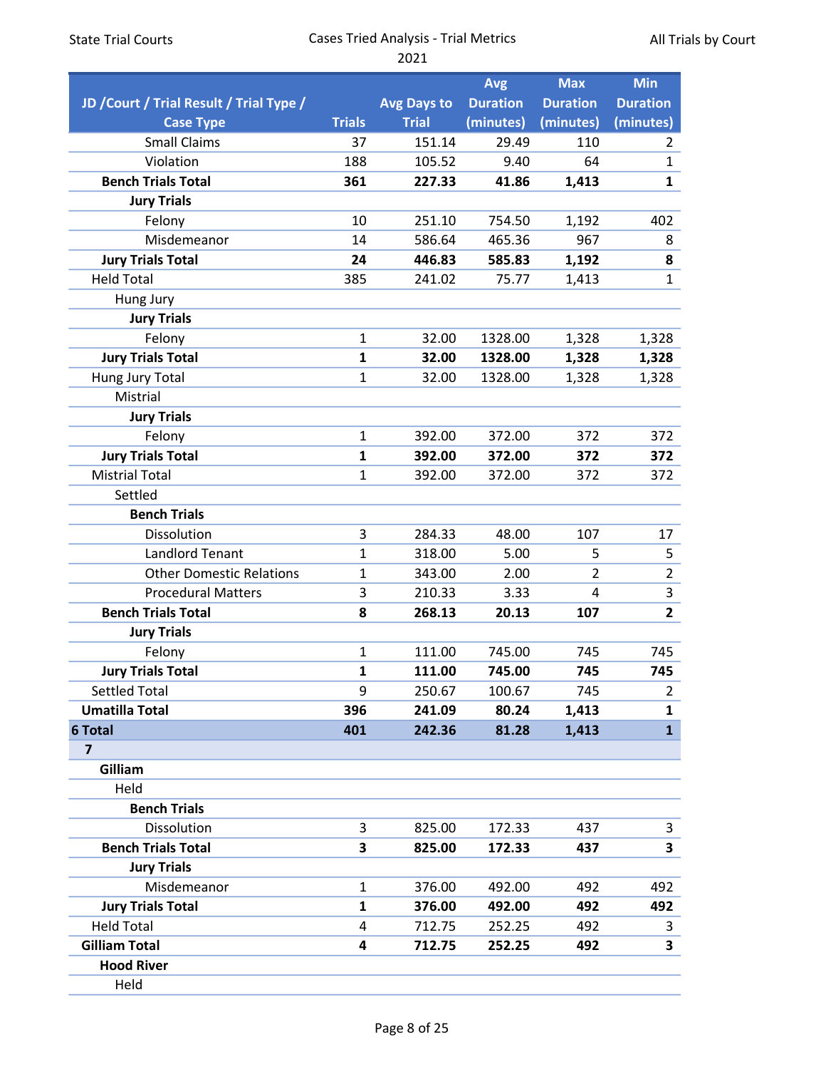| JD /Court / Trial Result / Trial Type / Case Type | Trials | Avg Days to Trial | Avg Duration (minutes) | Max Duration (minutes) | Min Duration (minutes) |
|---|---|---|---|---|---|
| Small Claims | 37 | 151.14 | 29.49 | 110 | 2 |
| Violation | 188 | 105.52 | 9.40 | 64 | 1 |
| **Bench Trials Total** | **361** | **227.33** | **41.86** | **1,413** | **1** |
| **Jury Trials** | | | | | |
| Felony | 10 | 251.10 | 754.50 | 1,192 | 402 |
| Misdemeanor | 14 | 586.64 | 465.36 | 967 | 8 |
| **Jury Trials Total** | **24** | **446.83** | **585.83** | **1,192** | **8** |
| Held Total | 385 | 241.02 | 75.77 | 1,413 | 1 |
| Hung Jury | | | | | |
| **Jury Trials** | | | | | |
| Felony | 1 | 32.00 | 1328.00 | 1,328 | 1,328 |
| **Jury Trials Total** | **1** | **32.00** | **1328.00** | **1,328** | **1,328** |
| Hung Jury Total | 1 | 32.00 | 1328.00 | 1,328 | 1,328 |
| Mistrial | | | | | |
| **Jury Trials** | | | | | |
| Felony | 1 | 392.00 | 372.00 | 372 | 372 |
| **Jury Trials Total** | **1** | **392.00** | **372.00** | **372** | **372** |
| Mistrial Total | 1 | 392.00 | 372.00 | 372 | 372 |
| Settled | | | | | |
| **Bench Trials** | | | | | |
| Dissolution | 3 | 284.33 | 48.00 | 107 | 17 |
| Landlord Tenant | 1 | 318.00 | 5.00 | 5 | 5 |
| Other Domestic Relations | 1 | 343.00 | 2.00 | 2 | 2 |
| Procedural Matters | 3 | 210.33 | 3.33 | 4 | 3 |
| **Bench Trials Total** | **8** | **268.13** | **20.13** | **107** | **2** |
| **Jury Trials** | | | | | |
| Felony | 1 | 111.00 | 745.00 | 745 | 745 |
| **Jury Trials Total** | **1** | **111.00** | **745.00** | **745** | **745** |
| Settled Total | 9 | 250.67 | 100.67 | 745 | 2 |
| **Umatilla Total** | **396** | **241.09** | **80.24** | **1,413** | **1** |
| **6 Total** | **401** | **242.36** | **81.28** | **1,413** | **1** |
| **7** | | | | | |
| **Gilliam** | | | | | |
| Held | | | | | |
| **Bench Trials** | | | | | |
| Dissolution | 3 | 825.00 | 172.33 | 437 | 3 |
| **Bench Trials Total** | **3** | **825.00** | **172.33** | **437** | **3** |
| **Jury Trials** | | | | | |
| Misdemeanor | 1 | 376.00 | 492.00 | 492 | 492 |
| **Jury Trials Total** | **1** | **376.00** | **492.00** | **492** | **492** |
| Held Total | 4 | 712.75 | 252.25 | 492 | 3 |
| **Gilliam Total** | **4** | **712.75** | **252.25** | **492** | **3** |
| **Hood River** | | | | | |
| Held | | | | | |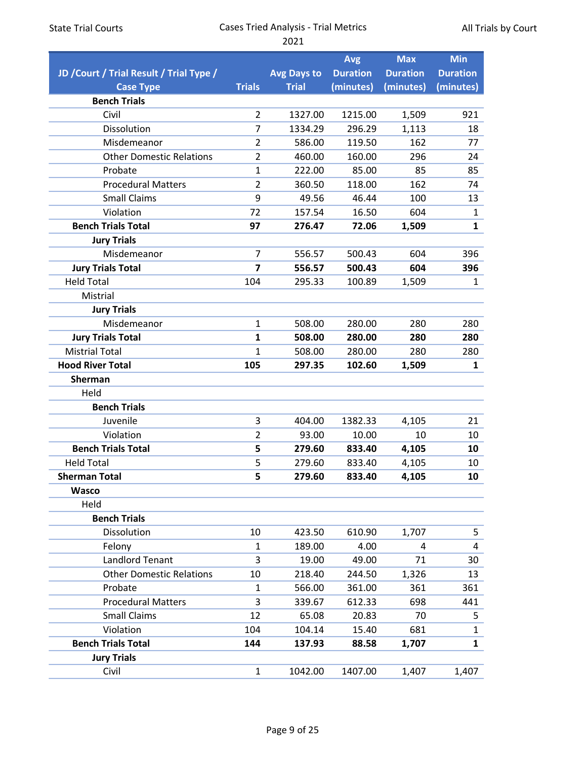State Trial Courts | Cases Tried Analysis - Trial Metrics 2021 | All Trials by Court

| JD /Court / Trial Result / Trial Type / Case Type | Trials | Avg Days to Trial | Avg Duration (minutes) | Max Duration (minutes) | Min Duration (minutes) |
|---|---|---|---|---|---|
| **Bench Trials** | | | | | |
| Civil | 2 | 1327.00 | 1215.00 | 1,509 | 921 |
| Dissolution | 7 | 1334.29 | 296.29 | 1,113 | 18 |
| Misdemeanor | 2 | 586.00 | 119.50 | 162 | 77 |
| Other Domestic Relations | 2 | 460.00 | 160.00 | 296 | 24 |
| Probate | 1 | 222.00 | 85.00 | 85 | 85 |
| Procedural Matters | 2 | 360.50 | 118.00 | 162 | 74 |
| Small Claims | 9 | 49.56 | 46.44 | 100 | 13 |
| Violation | 72 | 157.54 | 16.50 | 604 | 1 |
| **Bench Trials Total** | **97** | **276.47** | **72.06** | **1,509** | **1** |
| **Jury Trials** | | | | | |
| Misdemeanor | 7 | 556.57 | 500.43 | 604 | 396 |
| **Jury Trials Total** | **7** | **556.57** | **500.43** | **604** | **396** |
| Held Total | 104 | 295.33 | 100.89 | 1,509 | 1 |
| Mistrial | | | | | |
| **Jury Trials** | | | | | |
| Misdemeanor | 1 | 508.00 | 280.00 | 280 | 280 |
| **Jury Trials Total** | **1** | **508.00** | **280.00** | **280** | **280** |
| Mistrial Total | 1 | 508.00 | 280.00 | 280 | 280 |
| **Hood River Total** | **105** | **297.35** | **102.60** | **1,509** | **1** |
| **Sherman** | | | | | |
| Held | | | | | |
| **Bench Trials** | | | | | |
| Juvenile | 3 | 404.00 | 1382.33 | 4,105 | 21 |
| Violation | 2 | 93.00 | 10.00 | 10 | 10 |
| **Bench Trials Total** | **5** | **279.60** | **833.40** | **4,105** | **10** |
| Held Total | 5 | 279.60 | 833.40 | 4,105 | 10 |
| **Sherman Total** | **5** | **279.60** | **833.40** | **4,105** | **10** |
| **Wasco** | | | | | |
| Held | | | | | |
| **Bench Trials** | | | | | |
| Dissolution | 10 | 423.50 | 610.90 | 1,707 | 5 |
| Felony | 1 | 189.00 | 4.00 | 4 | 4 |
| Landlord Tenant | 3 | 19.00 | 49.00 | 71 | 30 |
| Other Domestic Relations | 10 | 218.40 | 244.50 | 1,326 | 13 |
| Probate | 1 | 566.00 | 361.00 | 361 | 361 |
| Procedural Matters | 3 | 339.67 | 612.33 | 698 | 441 |
| Small Claims | 12 | 65.08 | 20.83 | 70 | 5 |
| Violation | 104 | 104.14 | 15.40 | 681 | 1 |
| **Bench Trials Total** | **144** | **137.93** | **88.58** | **1,707** | **1** |
| **Jury Trials** | | | | | |
| Civil | 1 | 1042.00 | 1407.00 | 1,407 | 1,407 |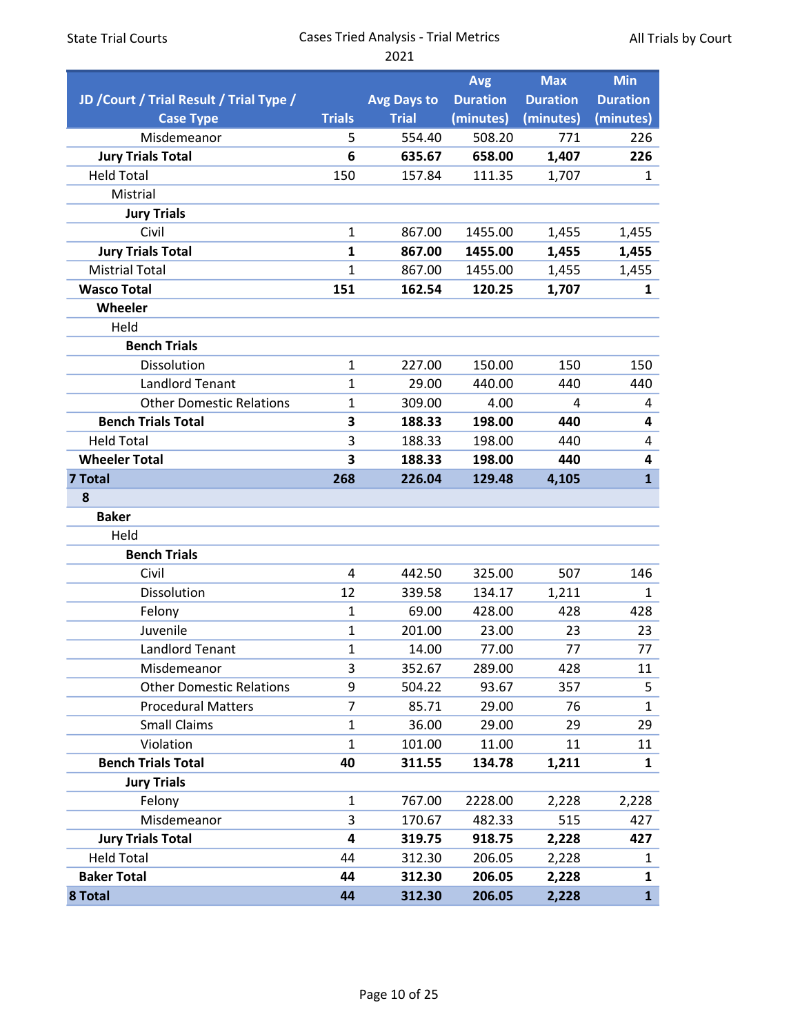| JD /Court / Trial Result / Trial Type / Case Type | Trials | Avg Days to Trial | Avg Duration (minutes) | Max Duration (minutes) | Min Duration (minutes) |
|---|---|---|---|---|---|
| Misdemeanor | 5 | 554.40 | 508.20 | 771 | 226 |
| **Jury Trials Total** | **6** | **635.67** | **658.00** | **1,407** | **226** |
| Held Total | 150 | 157.84 | 111.35 | 1,707 | 1 |
| Mistrial | | | | | |
| **Jury Trials** | | | | | |
| Civil | 1 | 867.00 | 1455.00 | 1,455 | 1,455 |
| **Jury Trials Total** | **1** | **867.00** | **1455.00** | **1,455** | **1,455** |
| Mistrial Total | 1 | 867.00 | 1455.00 | 1,455 | 1,455 |
| **Wasco Total** | **151** | **162.54** | **120.25** | **1,707** | **1** |
| **Wheeler** | | | | | |
| Held | | | | | |
| **Bench Trials** | | | | | |
| Dissolution | 1 | 227.00 | 150.00 | 150 | 150 |
| Landlord Tenant | 1 | 29.00 | 440.00 | 440 | 440 |
| Other Domestic Relations | 1 | 309.00 | 4.00 | 4 | 4 |
| **Bench Trials Total** | **3** | **188.33** | **198.00** | **440** | **4** |
| Held Total | 3 | 188.33 | 198.00 | 440 | 4 |
| **Wheeler Total** | **3** | **188.33** | **198.00** | **440** | **4** |
| **7 Total** | **268** | **226.04** | **129.48** | **4,105** | **1** |
| **8** | | | | | |
| **Baker** | | | | | |
| Held | | | | | |
| **Bench Trials** | | | | | |
| Civil | 4 | 442.50 | 325.00 | 507 | 146 |
| Dissolution | 12 | 339.58 | 134.17 | 1,211 | 1 |
| Felony | 1 | 69.00 | 428.00 | 428 | 428 |
| Juvenile | 1 | 201.00 | 23.00 | 23 | 23 |
| Landlord Tenant | 1 | 14.00 | 77.00 | 77 | 77 |
| Misdemeanor | 3 | 352.67 | 289.00 | 428 | 11 |
| Other Domestic Relations | 9 | 504.22 | 93.67 | 357 | 5 |
| Procedural Matters | 7 | 85.71 | 29.00 | 76 | 1 |
| Small Claims | 1 | 36.00 | 29.00 | 29 | 29 |
| Violation | 1 | 101.00 | 11.00 | 11 | 11 |
| **Bench Trials Total** | **40** | **311.55** | **134.78** | **1,211** | **1** |
| **Jury Trials** | | | | | |
| Felony | 1 | 767.00 | 2228.00 | 2,228 | 2,228 |
| Misdemeanor | 3 | 170.67 | 482.33 | 515 | 427 |
| **Jury Trials Total** | **4** | **319.75** | **918.75** | **2,228** | **427** |
| Held Total | 44 | 312.30 | 206.05 | 2,228 | 1 |
| **Baker Total** | **44** | **312.30** | **206.05** | **2,228** | **1** |
| **8 Total** | **44** | **312.30** | **206.05** | **2,228** | **1** |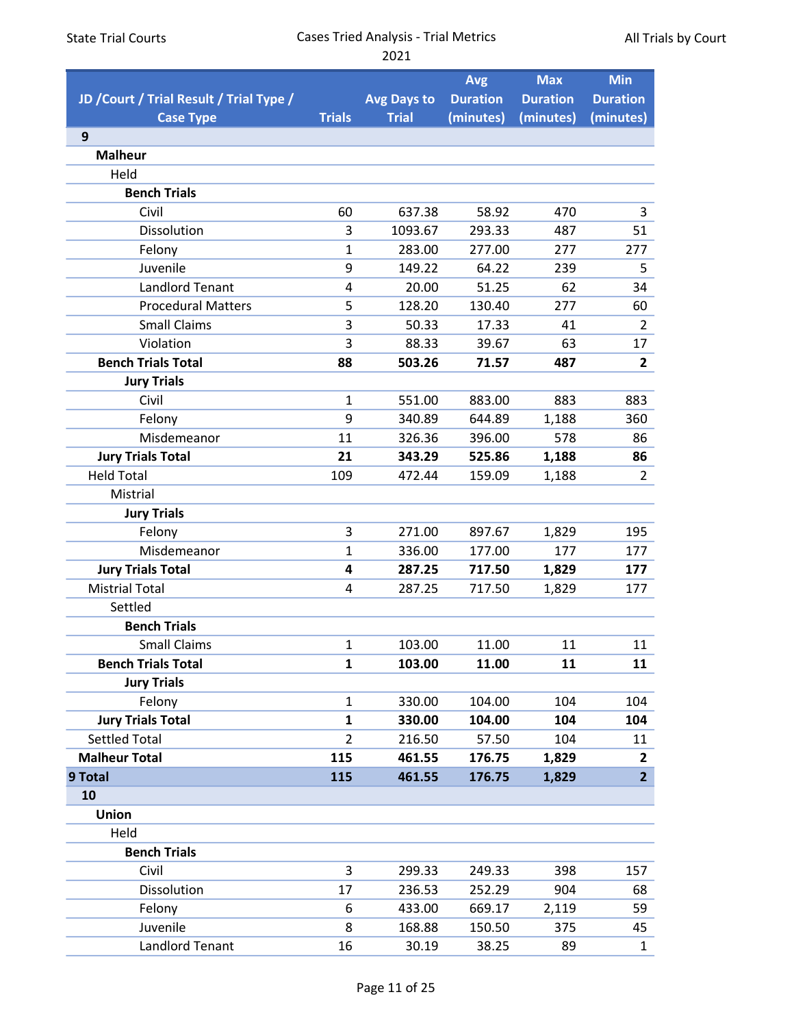| JD /Court / Trial Result / Trial Type / Case Type | Trials | Avg Days to Trial | Avg Duration (minutes) | Max Duration (minutes) | Min Duration (minutes) |
|---|---|---|---|---|---|
| **9** | | | | | |
| **Malheur** | | | | | |
| Held | | | | | |
| **Bench Trials** | | | | | |
| Civil | 60 | 637.38 | 58.92 | 470 | 3 |
| Dissolution | 3 | 1093.67 | 293.33 | 487 | 51 |
| Felony | 1 | 283.00 | 277.00 | 277 | 277 |
| Juvenile | 9 | 149.22 | 64.22 | 239 | 5 |
| Landlord Tenant | 4 | 20.00 | 51.25 | 62 | 34 |
| Procedural Matters | 5 | 128.20 | 130.40 | 277 | 60 |
| Small Claims | 3 | 50.33 | 17.33 | 41 | 2 |
| Violation | 3 | 88.33 | 39.67 | 63 | 17 |
| **Bench Trials Total** | **88** | **503.26** | **71.57** | **487** | **2** |
| **Jury Trials** | | | | | |
| Civil | 1 | 551.00 | 883.00 | 883 | 883 |
| Felony | 9 | 340.89 | 644.89 | 1,188 | 360 |
| Misdemeanor | 11 | 326.36 | 396.00 | 578 | 86 |
| **Jury Trials Total** | **21** | **343.29** | **525.86** | **1,188** | **86** |
| Held Total | 109 | 472.44 | 159.09 | 1,188 | 2 |
| Mistrial | | | | | |
| **Jury Trials** | | | | | |
| Felony | 3 | 271.00 | 897.67 | 1,829 | 195 |
| Misdemeanor | 1 | 336.00 | 177.00 | 177 | 177 |
| **Jury Trials Total** | **4** | **287.25** | **717.50** | **1,829** | **177** |
| Mistrial Total | 4 | 287.25 | 717.50 | 1,829 | 177 |
| Settled | | | | | |
| **Bench Trials** | | | | | |
| Small Claims | 1 | 103.00 | 11.00 | 11 | 11 |
| **Bench Trials Total** | **1** | **103.00** | **11.00** | **11** | **11** |
| **Jury Trials** | | | | | |
| Felony | 1 | 330.00 | 104.00 | 104 | 104 |
| **Jury Trials Total** | **1** | **330.00** | **104.00** | **104** | **104** |
| Settled Total | 2 | 216.50 | 57.50 | 104 | 11 |
| **Malheur Total** | **115** | **461.55** | **176.75** | **1,829** | **2** |
| **9 Total** | **115** | **461.55** | **176.75** | **1,829** | **2** |
| **10** | | | | | |
| **Union** | | | | | |
| Held | | | | | |
| **Bench Trials** | | | | | |
| Civil | 3 | 299.33 | 249.33 | 398 | 157 |
| Dissolution | 17 | 236.53 | 252.29 | 904 | 68 |
| Felony | 6 | 433.00 | 669.17 | 2,119 | 59 |
| Juvenile | 8 | 168.88 | 150.50 | 375 | 45 |
| Landlord Tenant | 16 | 30.19 | 38.25 | 89 | 1 |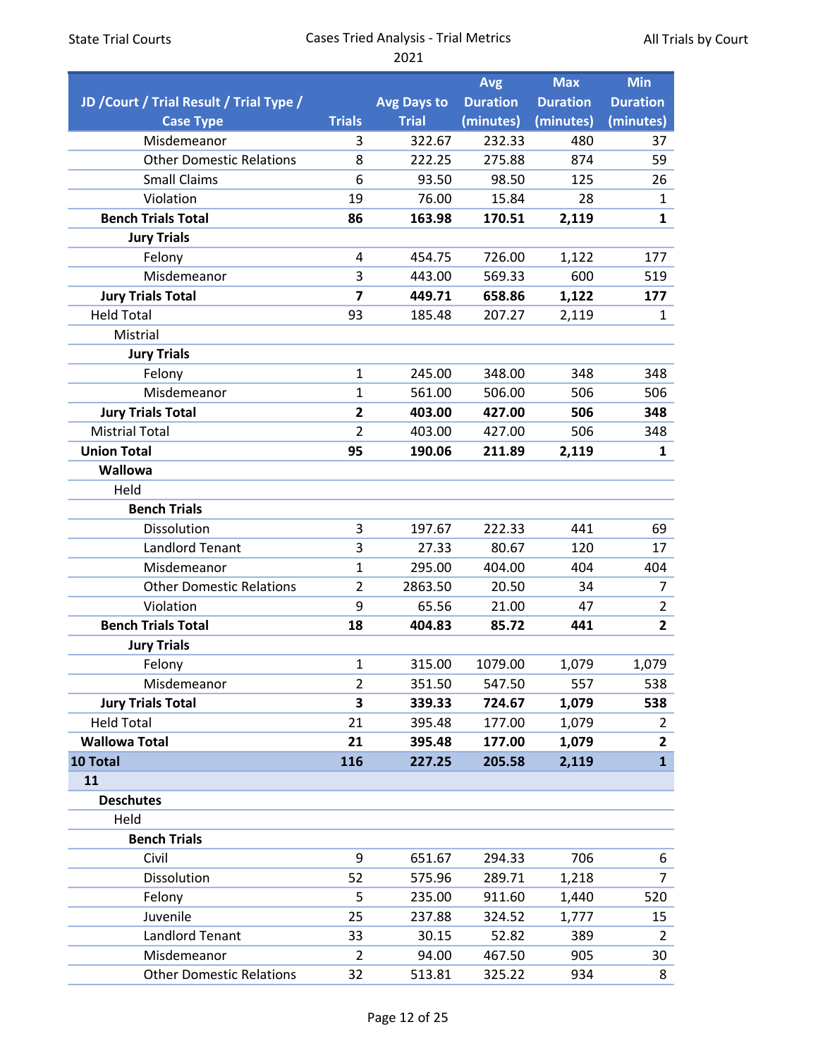| JD /Court / Trial Result / Trial Type / Case Type | Trials | Avg Days to Trial | Avg Duration (minutes) | Max Duration (minutes) | Min Duration (minutes) |
|---|---|---|---|---|---|
| Misdemeanor | 3 | 322.67 | 232.33 | 480 | 37 |
| Other Domestic Relations | 8 | 222.25 | 275.88 | 874 | 59 |
| Small Claims | 6 | 93.50 | 98.50 | 125 | 26 |
| Violation | 19 | 76.00 | 15.84 | 28 | 1 |
| **Bench Trials Total** | **86** | **163.98** | **170.51** | **2,119** | **1** |
| **Jury Trials** | | | | | |
| Felony | 4 | 454.75 | 726.00 | 1,122 | 177 |
| Misdemeanor | 3 | 443.00 | 569.33 | 600 | 519 |
| **Jury Trials Total** | **7** | **449.71** | **658.86** | **1,122** | **177** |
| Held Total | 93 | 185.48 | 207.27 | 2,119 | 1 |
| Mistrial | | | | | |
| **Jury Trials** | | | | | |
| Felony | 1 | 245.00 | 348.00 | 348 | 348 |
| Misdemeanor | 1 | 561.00 | 506.00 | 506 | 506 |
| **Jury Trials Total** | **2** | **403.00** | **427.00** | **506** | **348** |
| Mistrial Total | 2 | 403.00 | 427.00 | 506 | 348 |
| **Union Total** | **95** | **190.06** | **211.89** | **2,119** | **1** |
| **Wallowa** | | | | | |
| Held | | | | | |
| **Bench Trials** | | | | | |
| Dissolution | 3 | 197.67 | 222.33 | 441 | 69 |
| Landlord Tenant | 3 | 27.33 | 80.67 | 120 | 17 |
| Misdemeanor | 1 | 295.00 | 404.00 | 404 | 404 |
| Other Domestic Relations | 2 | 2863.50 | 20.50 | 34 | 7 |
| Violation | 9 | 65.56 | 21.00 | 47 | 2 |
| **Bench Trials Total** | **18** | **404.83** | **85.72** | **441** | **2** |
| **Jury Trials** | | | | | |
| Felony | 1 | 315.00 | 1079.00 | 1,079 | 1,079 |
| Misdemeanor | 2 | 351.50 | 547.50 | 557 | 538 |
| **Jury Trials Total** | **3** | **339.33** | **724.67** | **1,079** | **538** |
| Held Total | 21 | 395.48 | 177.00 | 1,079 | 2 |
| **Wallowa Total** | **21** | **395.48** | **177.00** | **1,079** | **2** |
| **10 Total** | **116** | **227.25** | **205.58** | **2,119** | **1** |
| **11** | | | | | |
| **Deschutes** | | | | | |
| Held | | | | | |
| **Bench Trials** | | | | | |
| Civil | 9 | 651.67 | 294.33 | 706 | 6 |
| Dissolution | 52 | 575.96 | 289.71 | 1,218 | 7 |
| Felony | 5 | 235.00 | 911.60 | 1,440 | 520 |
| Juvenile | 25 | 237.88 | 324.52 | 1,777 | 15 |
| Landlord Tenant | 33 | 30.15 | 52.82 | 389 | 2 |
| Misdemeanor | 2 | 94.00 | 467.50 | 905 | 30 |
| Other Domestic Relations | 32 | 513.81 | 325.22 | 934 | 8 |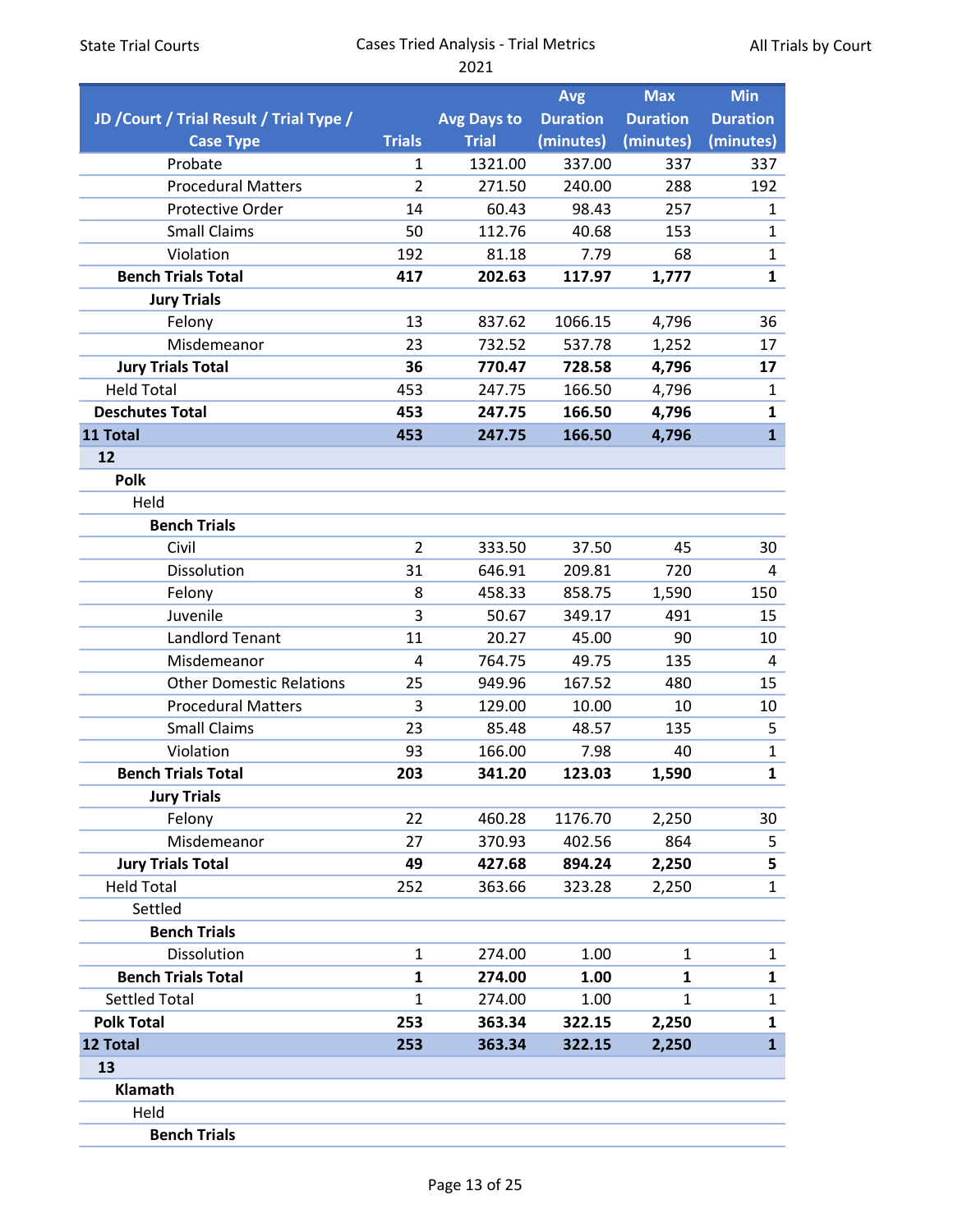| JD /Court / Trial Result / Trial Type / Case Type | Trials | Avg Days to Trial | Avg Duration (minutes) | Max Duration (minutes) | Min Duration (minutes) |
|---|---|---|---|---|---|
| Probate | 1 | 1321.00 | 337.00 | 337 | 337 |
| Procedural Matters | 2 | 271.50 | 240.00 | 288 | 192 |
| Protective Order | 14 | 60.43 | 98.43 | 257 | 1 |
| Small Claims | 50 | 112.76 | 40.68 | 153 | 1 |
| Violation | 192 | 81.18 | 7.79 | 68 | 1 |
| **Bench Trials Total** | **417** | **202.63** | **117.97** | **1,777** | **1** |
| **Jury Trials** | | | | | |
| Felony | 13 | 837.62 | 1066.15 | 4,796 | 36 |
| Misdemeanor | 23 | 732.52 | 537.78 | 1,252 | 17 |
| **Jury Trials Total** | **36** | **770.47** | **728.58** | **4,796** | **17** |
| Held Total | 453 | 247.75 | 166.50 | 4,796 | 1 |
| **Deschutes Total** | **453** | **247.75** | **166.50** | **4,796** | **1** |
| **11 Total** | **453** | **247.75** | **166.50** | **4,796** | **1** |
| **12** | | | | | |
| **Polk** | | | | | |
| Held | | | | | |
| **Bench Trials** | | | | | |
| Civil | 2 | 333.50 | 37.50 | 45 | 30 |
| Dissolution | 31 | 646.91 | 209.81 | 720 | 4 |
| Felony | 8 | 458.33 | 858.75 | 1,590 | 150 |
| Juvenile | 3 | 50.67 | 349.17 | 491 | 15 |
| Landlord Tenant | 11 | 20.27 | 45.00 | 90 | 10 |
| Misdemeanor | 4 | 764.75 | 49.75 | 135 | 4 |
| Other Domestic Relations | 25 | 949.96 | 167.52 | 480 | 15 |
| Procedural Matters | 3 | 129.00 | 10.00 | 10 | 10 |
| Small Claims | 23 | 85.48 | 48.57 | 135 | 5 |
| Violation | 93 | 166.00 | 7.98 | 40 | 1 |
| **Bench Trials Total** | **203** | **341.20** | **123.03** | **1,590** | **1** |
| **Jury Trials** | | | | | |
| Felony | 22 | 460.28 | 1176.70 | 2,250 | 30 |
| Misdemeanor | 27 | 370.93 | 402.56 | 864 | 5 |
| **Jury Trials Total** | **49** | **427.68** | **894.24** | **2,250** | **5** |
| Held Total | 252 | 363.66 | 323.28 | 2,250 | 1 |
| Settled | | | | | |
| **Bench Trials** | | | | | |
| Dissolution | 1 | 274.00 | 1.00 | 1 | 1 |
| **Bench Trials Total** | **1** | **274.00** | **1.00** | **1** | **1** |
| Settled Total | 1 | 274.00 | 1.00 | 1 | 1 |
| **Polk Total** | **253** | **363.34** | **322.15** | **2,250** | **1** |
| **12 Total** | **253** | **363.34** | **322.15** | **2,250** | **1** |
| **13** | | | | | |
| **Klamath** | | | | | |
| Held | | | | | |
| **Bench Trials** | | | | | |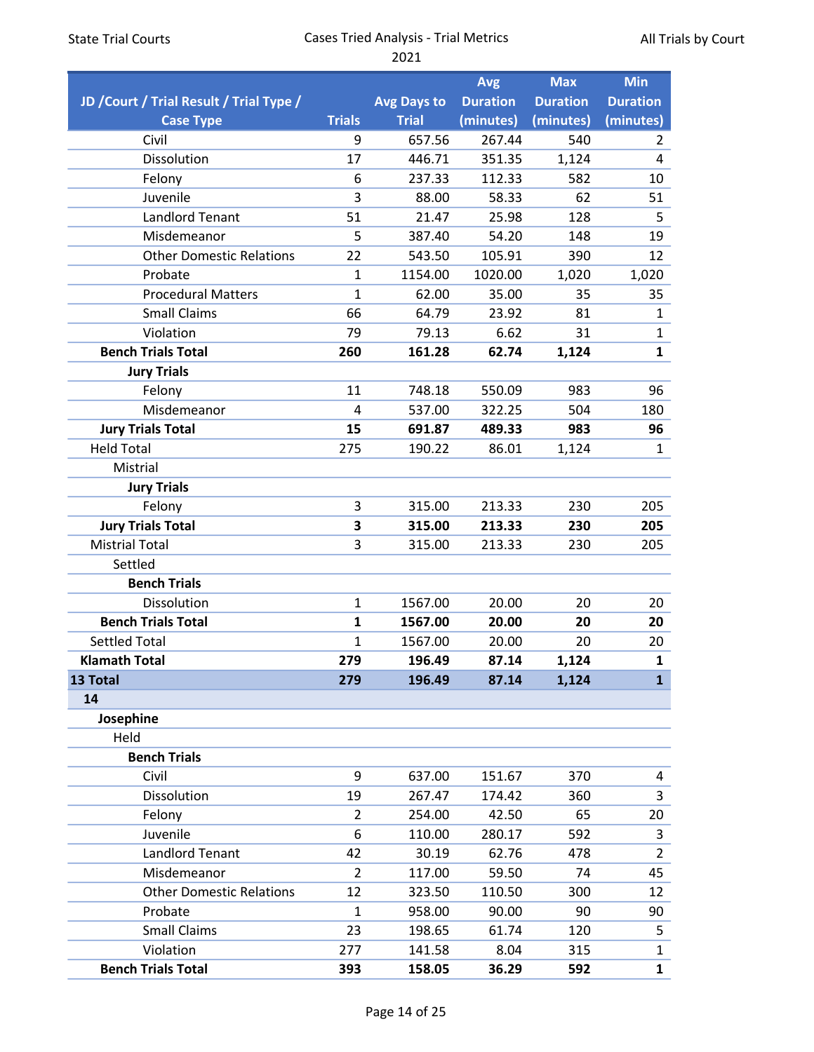State Trial Courts | Cases Tried Analysis - Trial Metrics 2021 | All Trials by Court

| JD /Court / Trial Result / Trial Type / Case Type | Trials | Avg Days to Trial | Avg Duration (minutes) | Max Duration (minutes) | Min Duration (minutes) |
|---|---|---|---|---|---|
| Civil | 9 | 657.56 | 267.44 | 540 | 2 |
| Dissolution | 17 | 446.71 | 351.35 | 1,124 | 4 |
| Felony | 6 | 237.33 | 112.33 | 582 | 10 |
| Juvenile | 3 | 88.00 | 58.33 | 62 | 51 |
| Landlord Tenant | 51 | 21.47 | 25.98 | 128 | 5 |
| Misdemeanor | 5 | 387.40 | 54.20 | 148 | 19 |
| Other Domestic Relations | 22 | 543.50 | 105.91 | 390 | 12 |
| Probate | 1 | 1154.00 | 1020.00 | 1,020 | 1,020 |
| Procedural Matters | 1 | 62.00 | 35.00 | 35 | 35 |
| Small Claims | 66 | 64.79 | 23.92 | 81 | 1 |
| Violation | 79 | 79.13 | 6.62 | 31 | 1 |
| **Bench Trials Total** | **260** | **161.28** | **62.74** | **1,124** | **1** |
| **Jury Trials** | | | | | |
| Felony | 11 | 748.18 | 550.09 | 983 | 96 |
| Misdemeanor | 4 | 537.00 | 322.25 | 504 | 180 |
| **Jury Trials Total** | **15** | **691.87** | **489.33** | **983** | **96** |
| Held Total | 275 | 190.22 | 86.01 | 1,124 | 1 |
| Mistrial | | | | | |
| **Jury Trials** | | | | | |
| Felony | 3 | 315.00 | 213.33 | 230 | 205 |
| **Jury Trials Total** | **3** | **315.00** | **213.33** | **230** | **205** |
| Mistrial Total | 3 | 315.00 | 213.33 | 230 | 205 |
| Settled | | | | | |
| **Bench Trials** | | | | | |
| Dissolution | 1 | 1567.00 | 20.00 | 20 | 20 |
| **Bench Trials Total** | **1** | **1567.00** | **20.00** | **20** | **20** |
| Settled Total | 1 | 1567.00 | 20.00 | 20 | 20 |
| **Klamath Total** | **279** | **196.49** | **87.14** | **1,124** | **1** |
| **13 Total** | **279** | **196.49** | **87.14** | **1,124** | **1** |
| **14** | | | | | |
| **Josephine** | | | | | |
| Held | | | | | |
| **Bench Trials** | | | | | |
| Civil | 9 | 637.00 | 151.67 | 370 | 4 |
| Dissolution | 19 | 267.47 | 174.42 | 360 | 3 |
| Felony | 2 | 254.00 | 42.50 | 65 | 20 |
| Juvenile | 6 | 110.00 | 280.17 | 592 | 3 |
| Landlord Tenant | 42 | 30.19 | 62.76 | 478 | 2 |
| Misdemeanor | 2 | 117.00 | 59.50 | 74 | 45 |
| Other Domestic Relations | 12 | 323.50 | 110.50 | 300 | 12 |
| Probate | 1 | 958.00 | 90.00 | 90 | 90 |
| Small Claims | 23 | 198.65 | 61.74 | 120 | 5 |
| Violation | 277 | 141.58 | 8.04 | 315 | 1 |
| **Bench Trials Total** | **393** | **158.05** | **36.29** | **592** | **1** |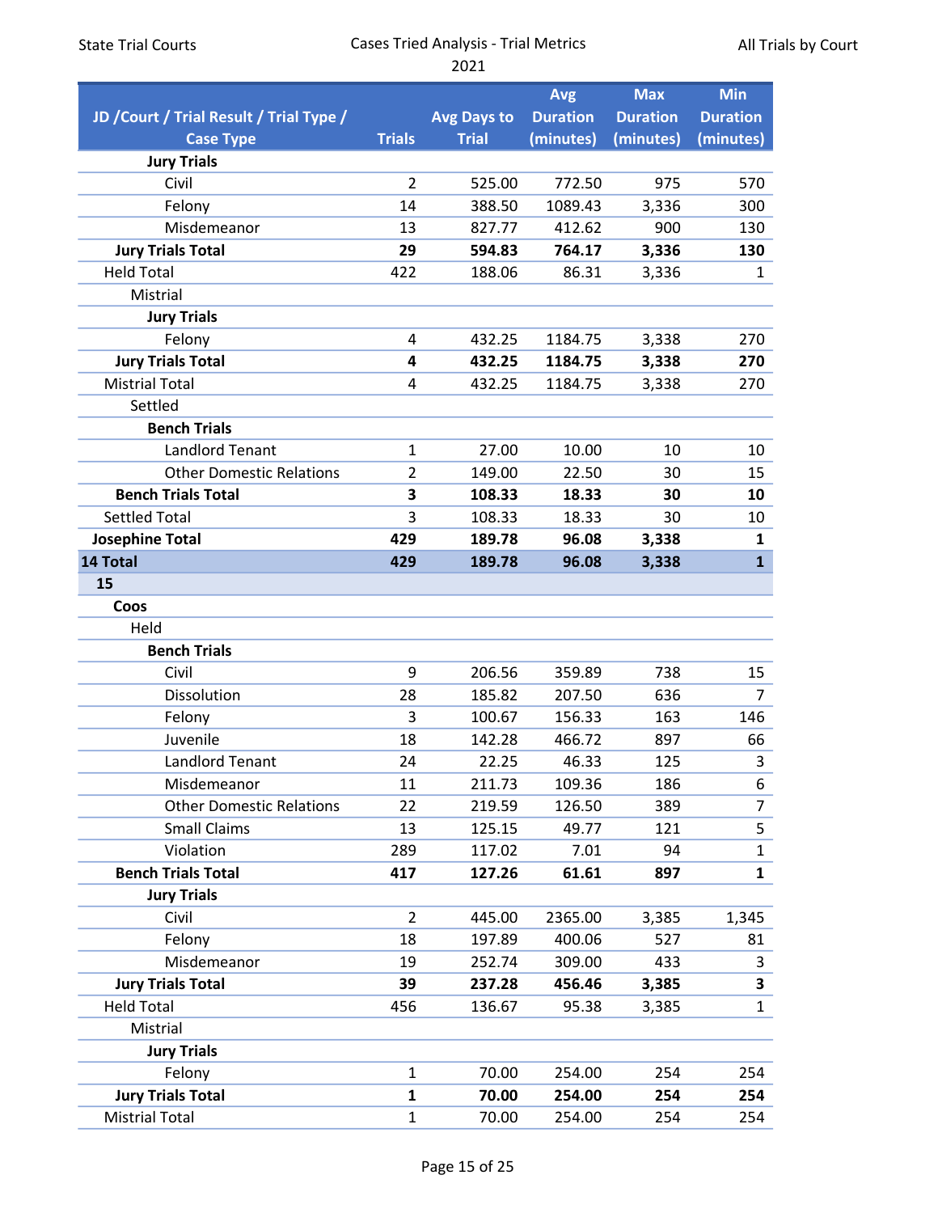| JD /Court / Trial Result / Trial Type / Case Type | Trials | Avg Days to Trial | Avg Duration (minutes) | Max Duration (minutes) | Min Duration (minutes) |
|---|---|---|---|---|---|
| **Jury Trials** | | | | | |
| Civil | 2 | 525.00 | 772.50 | 975 | 570 |
| Felony | 14 | 388.50 | 1089.43 | 3,336 | 300 |
| Misdemeanor | 13 | 827.77 | 412.62 | 900 | 130 |
| **Jury Trials Total** | **29** | **594.83** | **764.17** | **3,336** | **130** |
| Held Total | 422 | 188.06 | 86.31 | 3,336 | 1 |
| Mistrial | | | | | |
| **Jury Trials** | | | | | |
| Felony | 4 | 432.25 | 1184.75 | 3,338 | 270 |
| **Jury Trials Total** | **4** | **432.25** | **1184.75** | **3,338** | **270** |
| Mistrial Total | 4 | 432.25 | 1184.75 | 3,338 | 270 |
| Settled | | | | | |
| **Bench Trials** | | | | | |
| Landlord Tenant | 1 | 27.00 | 10.00 | 10 | 10 |
| Other Domestic Relations | 2 | 149.00 | 22.50 | 30 | 15 |
| **Bench Trials Total** | **3** | **108.33** | **18.33** | **30** | **10** |
| Settled Total | 3 | 108.33 | 18.33 | 30 | 10 |
| **Josephine Total** | **429** | **189.78** | **96.08** | **3,338** | **1** |
| **14 Total** | **429** | **189.78** | **96.08** | **3,338** | **1** |
| **15** | | | | | |
| **Coos** | | | | | |
| Held | | | | | |
| **Bench Trials** | | | | | |
| Civil | 9 | 206.56 | 359.89 | 738 | 15 |
| Dissolution | 28 | 185.82 | 207.50 | 636 | 7 |
| Felony | 3 | 100.67 | 156.33 | 163 | 146 |
| Juvenile | 18 | 142.28 | 466.72 | 897 | 66 |
| Landlord Tenant | 24 | 22.25 | 46.33 | 125 | 3 |
| Misdemeanor | 11 | 211.73 | 109.36 | 186 | 6 |
| Other Domestic Relations | 22 | 219.59 | 126.50 | 389 | 7 |
| Small Claims | 13 | 125.15 | 49.77 | 121 | 5 |
| Violation | 289 | 117.02 | 7.01 | 94 | 1 |
| **Bench Trials Total** | **417** | **127.26** | **61.61** | **897** | **1** |
| **Jury Trials** | | | | | |
| Civil | 2 | 445.00 | 2365.00 | 3,385 | 1,345 |
| Felony | 18 | 197.89 | 400.06 | 527 | 81 |
| Misdemeanor | 19 | 252.74 | 309.00 | 433 | 3 |
| **Jury Trials Total** | **39** | **237.28** | **456.46** | **3,385** | **3** |
| Held Total | 456 | 136.67 | 95.38 | 3,385 | 1 |
| Mistrial | | | | | |
| **Jury Trials** | | | | | |
| Felony | 1 | 70.00 | 254.00 | 254 | 254 |
| **Jury Trials Total** | **1** | **70.00** | **254.00** | **254** | **254** |
| Mistrial Total | 1 | 70.00 | 254.00 | 254 | 254 |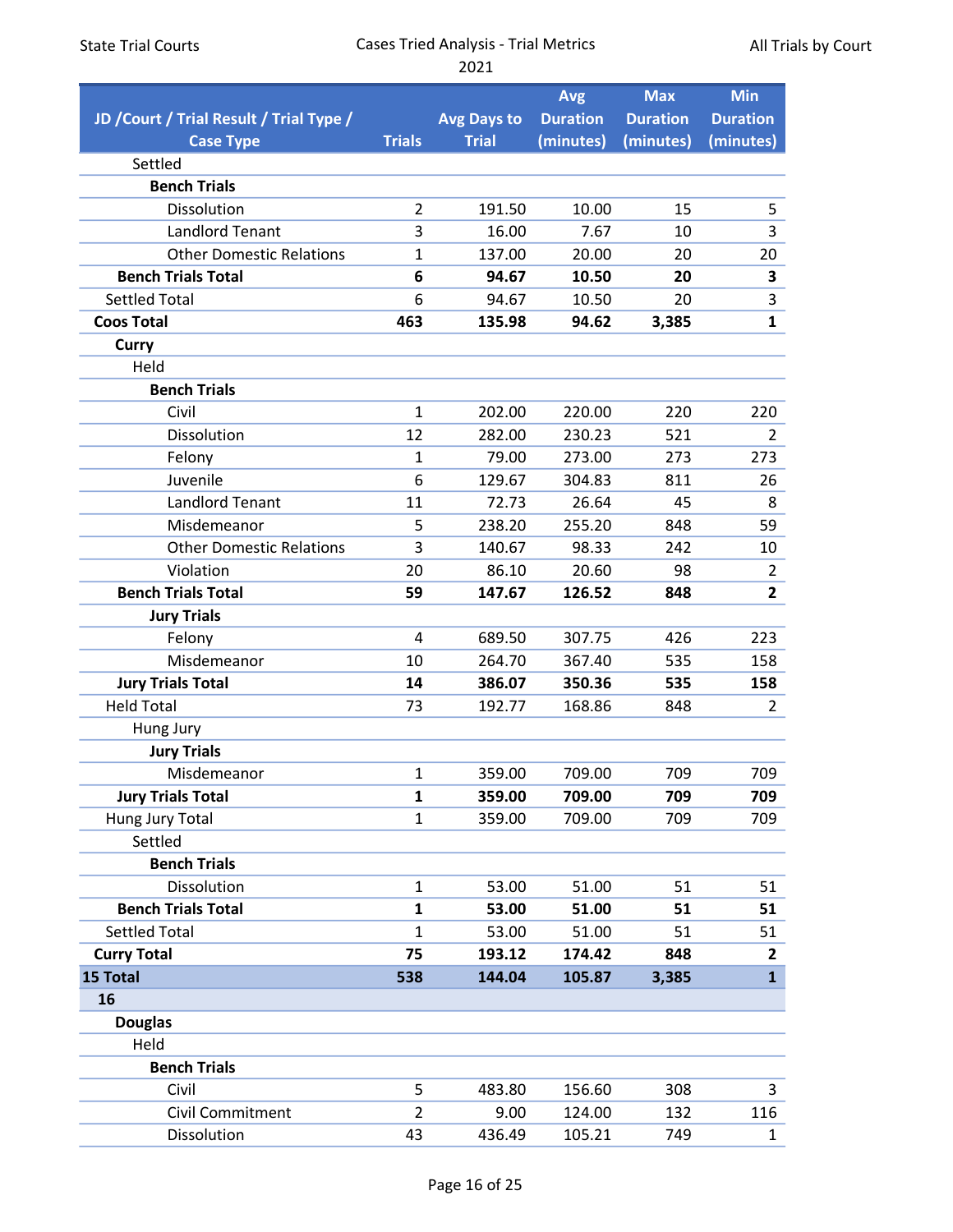| JD /Court / Trial Result / Trial Type / Case Type | Trials | Avg Days to Trial | Avg Duration (minutes) | Max Duration (minutes) | Min Duration (minutes) |
|---|---|---|---|---|---|
| Settled | | | | | |
| **Bench Trials** | | | | | |
| Dissolution | 2 | 191.50 | 10.00 | 15 | 5 |
| Landlord Tenant | 3 | 16.00 | 7.67 | 10 | 3 |
| Other Domestic Relations | 1 | 137.00 | 20.00 | 20 | 20 |
| **Bench Trials Total** | **6** | **94.67** | **10.50** | **20** | **3** |
| Settled Total | 6 | 94.67 | 10.50 | 20 | 3 |
| **Coos Total** | **463** | **135.98** | **94.62** | **3,385** | **1** |
| **Curry** | | | | | |
| Held | | | | | |
| **Bench Trials** | | | | | |
| Civil | 1 | 202.00 | 220.00 | 220 | 220 |
| Dissolution | 12 | 282.00 | 230.23 | 521 | 2 |
| Felony | 1 | 79.00 | 273.00 | 273 | 273 |
| Juvenile | 6 | 129.67 | 304.83 | 811 | 26 |
| Landlord Tenant | 11 | 72.73 | 26.64 | 45 | 8 |
| Misdemeanor | 5 | 238.20 | 255.20 | 848 | 59 |
| Other Domestic Relations | 3 | 140.67 | 98.33 | 242 | 10 |
| Violation | 20 | 86.10 | 20.60 | 98 | 2 |
| **Bench Trials Total** | **59** | **147.67** | **126.52** | **848** | **2** |
| **Jury Trials** | | | | | |
| Felony | 4 | 689.50 | 307.75 | 426 | 223 |
| Misdemeanor | 10 | 264.70 | 367.40 | 535 | 158 |
| **Jury Trials Total** | **14** | **386.07** | **350.36** | **535** | **158** |
| Held Total | 73 | 192.77 | 168.86 | 848 | 2 |
| Hung Jury | | | | | |
| **Jury Trials** | | | | | |
| Misdemeanor | 1 | 359.00 | 709.00 | 709 | 709 |
| **Jury Trials Total** | **1** | **359.00** | **709.00** | **709** | **709** |
| Hung Jury Total | 1 | 359.00 | 709.00 | 709 | 709 |
| Settled | | | | | |
| **Bench Trials** | | | | | |
| Dissolution | 1 | 53.00 | 51.00 | 51 | 51 |
| **Bench Trials Total** | **1** | **53.00** | **51.00** | **51** | **51** |
| Settled Total | 1 | 53.00 | 51.00 | 51 | 51 |
| **Curry Total** | **75** | **193.12** | **174.42** | **848** | **2** |
| **15 Total** | **538** | **144.04** | **105.87** | **3,385** | **1** |
| **16** | | | | | |
| **Douglas** | | | | | |
| Held | | | | | |
| **Bench Trials** | | | | | |
| Civil | 5 | 483.80 | 156.60 | 308 | 3 |
| Civil Commitment | 2 | 9.00 | 124.00 | 132 | 116 |
| Dissolution | 43 | 436.49 | 105.21 | 749 | 1 |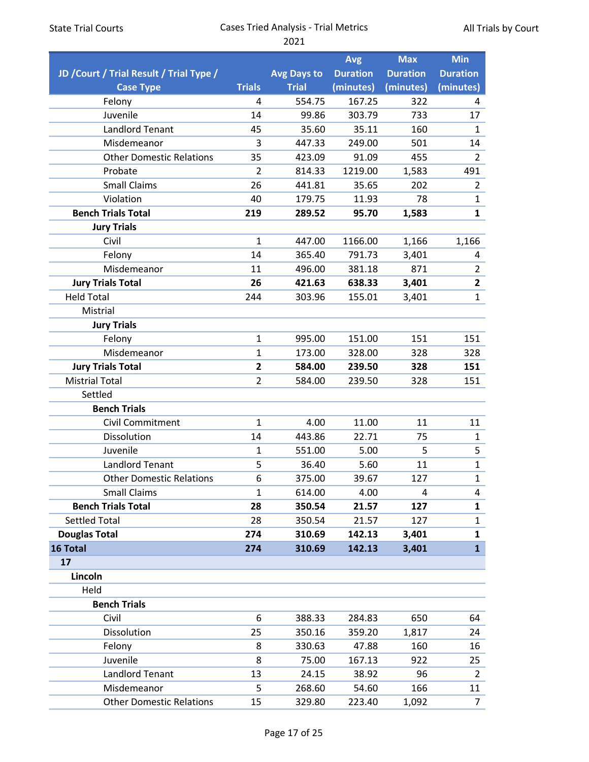| JD /Court / Trial Result / Trial Type / Case Type | Trials | Avg Days to Trial | Avg Duration (minutes) | Max Duration (minutes) | Min Duration (minutes) |
|---|---|---|---|---|---|
| Felony | 4 | 554.75 | 167.25 | 322 | 4 |
| Juvenile | 14 | 99.86 | 303.79 | 733 | 17 |
| Landlord Tenant | 45 | 35.60 | 35.11 | 160 | 1 |
| Misdemeanor | 3 | 447.33 | 249.00 | 501 | 14 |
| Other Domestic Relations | 35 | 423.09 | 91.09 | 455 | 2 |
| Probate | 2 | 814.33 | 1219.00 | 1,583 | 491 |
| Small Claims | 26 | 441.81 | 35.65 | 202 | 2 |
| Violation | 40 | 179.75 | 11.93 | 78 | 1 |
| **Bench Trials Total** | **219** | **289.52** | **95.70** | **1,583** | **1** |
| **Jury Trials** | | | | | |
| Civil | 1 | 447.00 | 1166.00 | 1,166 | 1,166 |
| Felony | 14 | 365.40 | 791.73 | 3,401 | 4 |
| Misdemeanor | 11 | 496.00 | 381.18 | 871 | 2 |
| **Jury Trials Total** | **26** | **421.63** | **638.33** | **3,401** | **2** |
| Held Total | 244 | 303.96 | 155.01 | 3,401 | 1 |
| Mistrial | | | | | |
| **Jury Trials** | | | | | |
| Felony | 1 | 995.00 | 151.00 | 151 | 151 |
| Misdemeanor | 1 | 173.00 | 328.00 | 328 | 328 |
| **Jury Trials Total** | **2** | **584.00** | **239.50** | **328** | **151** |
| Mistrial Total | 2 | 584.00 | 239.50 | 328 | 151 |
| Settled | | | | | |
| **Bench Trials** | | | | | |
| Civil Commitment | 1 | 4.00 | 11.00 | 11 | 11 |
| Dissolution | 14 | 443.86 | 22.71 | 75 | 1 |
| Juvenile | 1 | 551.00 | 5.00 | 5 | 5 |
| Landlord Tenant | 5 | 36.40 | 5.60 | 11 | 1 |
| Other Domestic Relations | 6 | 375.00 | 39.67 | 127 | 1 |
| Small Claims | 1 | 614.00 | 4.00 | 4 | 4 |
| **Bench Trials Total** | **28** | **350.54** | **21.57** | **127** | **1** |
| Settled Total | 28 | 350.54 | 21.57 | 127 | 1 |
| **Douglas Total** | **274** | **310.69** | **142.13** | **3,401** | **1** |
| **16 Total** | **274** | **310.69** | **142.13** | **3,401** | **1** |
| **17** | | | | | |
| **Lincoln** | | | | | |
| Held | | | | | |
| **Bench Trials** | | | | | |
| Civil | 6 | 388.33 | 284.83 | 650 | 64 |
| Dissolution | 25 | 350.16 | 359.20 | 1,817 | 24 |
| Felony | 8 | 330.63 | 47.88 | 160 | 16 |
| Juvenile | 8 | 75.00 | 167.13 | 922 | 25 |
| Landlord Tenant | 13 | 24.15 | 38.92 | 96 | 2 |
| Misdemeanor | 5 | 268.60 | 54.60 | 166 | 11 |
| Other Domestic Relations | 15 | 329.80 | 223.40 | 1,092 | 7 |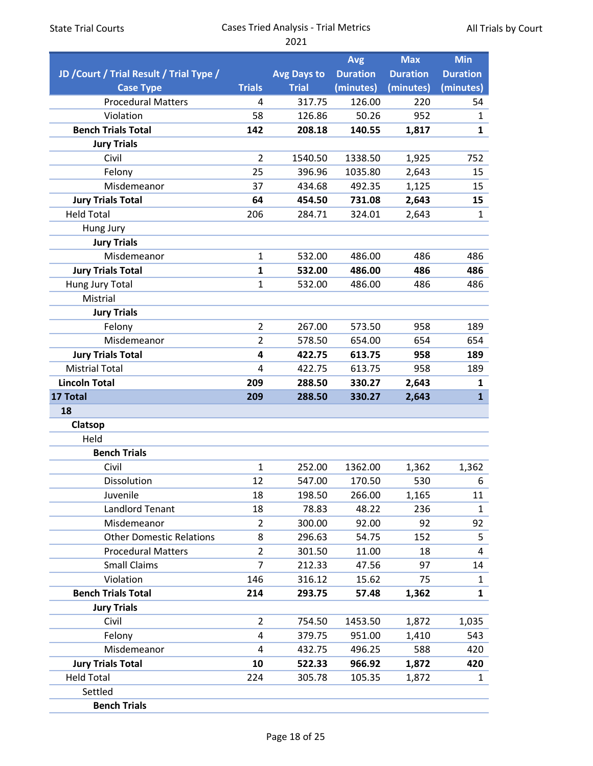| JD /Court / Trial Result / Trial Type / Case Type | Trials | Avg Days to Trial | Avg Duration (minutes) | Max Duration (minutes) | Min Duration (minutes) |
|---|---|---|---|---|---|
| Procedural Matters | 4 | 317.75 | 126.00 | 220 | 54 |
| Violation | 58 | 126.86 | 50.26 | 952 | 1 |
| **Bench Trials Total** | **142** | **208.18** | **140.55** | **1,817** | **1** |
| **Jury Trials** | | | | | |
| Civil | 2 | 1540.50 | 1338.50 | 1,925 | 752 |
| Felony | 25 | 396.96 | 1035.80 | 2,643 | 15 |
| Misdemeanor | 37 | 434.68 | 492.35 | 1,125 | 15 |
| **Jury Trials Total** | **64** | **454.50** | **731.08** | **2,643** | **15** |
| Held Total | 206 | 284.71 | 324.01 | 2,643 | 1 |
| Hung Jury | | | | | |
| **Jury Trials** | | | | | |
| Misdemeanor | 1 | 532.00 | 486.00 | 486 | 486 |
| **Jury Trials Total** | **1** | **532.00** | **486.00** | **486** | **486** |
| Hung Jury Total | 1 | 532.00 | 486.00 | 486 | 486 |
| Mistrial | | | | | |
| **Jury Trials** | | | | | |
| Felony | 2 | 267.00 | 573.50 | 958 | 189 |
| Misdemeanor | 2 | 578.50 | 654.00 | 654 | 654 |
| **Jury Trials Total** | **4** | **422.75** | **613.75** | **958** | **189** |
| Mistrial Total | 4 | 422.75 | 613.75 | 958 | 189 |
| **Lincoln Total** | **209** | **288.50** | **330.27** | **2,643** | **1** |
| **17 Total** | **209** | **288.50** | **330.27** | **2,643** | **1** |
| **18** | | | | | |
| **Clatsop** | | | | | |
| Held | | | | | |
| **Bench Trials** | | | | | |
| Civil | 1 | 252.00 | 1362.00 | 1,362 | 1,362 |
| Dissolution | 12 | 547.00 | 170.50 | 530 | 6 |
| Juvenile | 18 | 198.50 | 266.00 | 1,165 | 11 |
| Landlord Tenant | 18 | 78.83 | 48.22 | 236 | 1 |
| Misdemeanor | 2 | 300.00 | 92.00 | 92 | 92 |
| Other Domestic Relations | 8 | 296.63 | 54.75 | 152 | 5 |
| Procedural Matters | 2 | 301.50 | 11.00 | 18 | 4 |
| Small Claims | 7 | 212.33 | 47.56 | 97 | 14 |
| Violation | 146 | 316.12 | 15.62 | 75 | 1 |
| **Bench Trials Total** | **214** | **293.75** | **57.48** | **1,362** | **1** |
| **Jury Trials** | | | | | |
| Civil | 2 | 754.50 | 1453.50 | 1,872 | 1,035 |
| Felony | 4 | 379.75 | 951.00 | 1,410 | 543 |
| Misdemeanor | 4 | 432.75 | 496.25 | 588 | 420 |
| **Jury Trials Total** | **10** | **522.33** | **966.92** | **1,872** | **420** |
| Held Total | 224 | 305.78 | 105.35 | 1,872 | 1 |
| Settled | | | | | |
| **Bench Trials** | | | | | |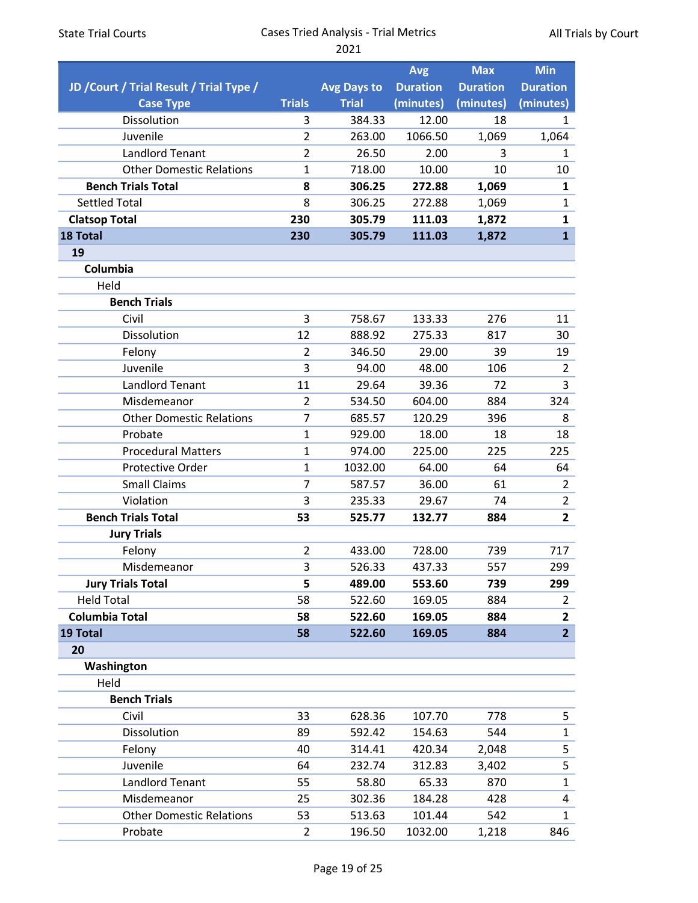| JD /Court / Trial Result / Trial Type / Case Type | Trials | Avg Days to Trial | Avg Duration (minutes) | Max Duration (minutes) | Min Duration (minutes) |
|---|---|---|---|---|---|
| Dissolution | 3 | 384.33 | 12.00 | 18 | 1 |
| Juvenile | 2 | 263.00 | 1066.50 | 1,069 | 1,064 |
| Landlord Tenant | 2 | 26.50 | 2.00 | 3 | 1 |
| Other Domestic Relations | 1 | 718.00 | 10.00 | 10 | 10 |
| **Bench Trials Total** | **8** | **306.25** | **272.88** | **1,069** | **1** |
| Settled Total | 8 | 306.25 | 272.88 | 1,069 | 1 |
| **Clatsop Total** | **230** | **305.79** | **111.03** | **1,872** | **1** |
| **18 Total** | **230** | **305.79** | **111.03** | **1,872** | **1** |
| **19** | | | | | |
| **Columbia** | | | | | |
| Held | | | | | |
| **Bench Trials** | | | | | |
| Civil | 3 | 758.67 | 133.33 | 276 | 11 |
| Dissolution | 12 | 888.92 | 275.33 | 817 | 30 |
| Felony | 2 | 346.50 | 29.00 | 39 | 19 |
| Juvenile | 3 | 94.00 | 48.00 | 106 | 2 |
| Landlord Tenant | 11 | 29.64 | 39.36 | 72 | 3 |
| Misdemeanor | 2 | 534.50 | 604.00 | 884 | 324 |
| Other Domestic Relations | 7 | 685.57 | 120.29 | 396 | 8 |
| Probate | 1 | 929.00 | 18.00 | 18 | 18 |
| Procedural Matters | 1 | 974.00 | 225.00 | 225 | 225 |
| Protective Order | 1 | 1032.00 | 64.00 | 64 | 64 |
| Small Claims | 7 | 587.57 | 36.00 | 61 | 2 |
| Violation | 3 | 235.33 | 29.67 | 74 | 2 |
| **Bench Trials Total** | **53** | **525.77** | **132.77** | **884** | **2** |
| **Jury Trials** | | | | | |
| Felony | 2 | 433.00 | 728.00 | 739 | 717 |
| Misdemeanor | 3 | 526.33 | 437.33 | 557 | 299 |
| **Jury Trials Total** | **5** | **489.00** | **553.60** | **739** | **299** |
| Held Total | 58 | 522.60 | 169.05 | 884 | 2 |
| **Columbia Total** | **58** | **522.60** | **169.05** | **884** | **2** |
| **19 Total** | **58** | **522.60** | **169.05** | **884** | **2** |
| **20** | | | | | |
| **Washington** | | | | | |
| Held | | | | | |
| **Bench Trials** | | | | | |
| Civil | 33 | 628.36 | 107.70 | 778 | 5 |
| Dissolution | 89 | 592.42 | 154.63 | 544 | 1 |
| Felony | 40 | 314.41 | 420.34 | 2,048 | 5 |
| Juvenile | 64 | 232.74 | 312.83 | 3,402 | 5 |
| Landlord Tenant | 55 | 58.80 | 65.33 | 870 | 1 |
| Misdemeanor | 25 | 302.36 | 184.28 | 428 | 4 |
| Other Domestic Relations | 53 | 513.63 | 101.44 | 542 | 1 |
| Probate | 2 | 196.50 | 1032.00 | 1,218 | 846 |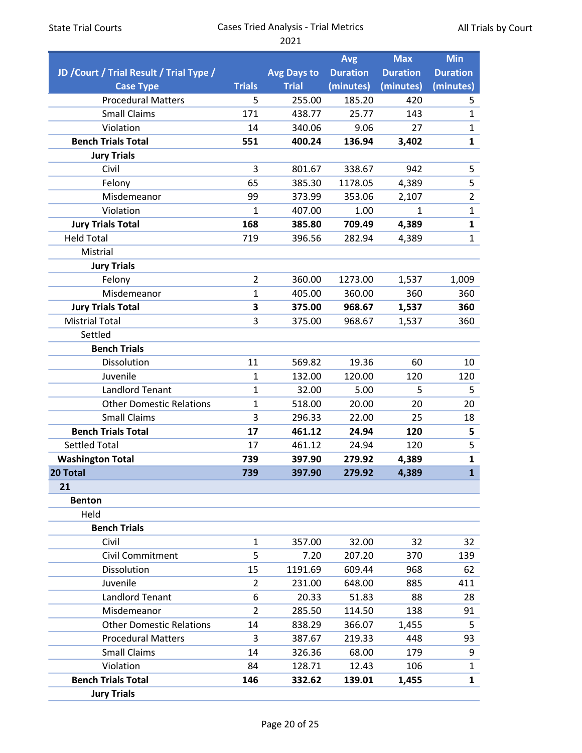| JD /Court / Trial Result / Trial Type / Case Type | Trials | Avg Days to Trial | Avg Duration (minutes) | Max Duration (minutes) | Min Duration (minutes) |
|---|---|---|---|---|---|
| Procedural Matters | 5 | 255.00 | 185.20 | 420 | 5 |
| Small Claims | 171 | 438.77 | 25.77 | 143 | 1 |
| Violation | 14 | 340.06 | 9.06 | 27 | 1 |
| **Bench Trials Total** | **551** | **400.24** | **136.94** | **3,402** | **1** |
| **Jury Trials** | | | | | |
| Civil | 3 | 801.67 | 338.67 | 942 | 5 |
| Felony | 65 | 385.30 | 1178.05 | 4,389 | 5 |
| Misdemeanor | 99 | 373.99 | 353.06 | 2,107 | 2 |
| Violation | 1 | 407.00 | 1.00 | 1 | 1 |
| **Jury Trials Total** | **168** | **385.80** | **709.49** | **4,389** | **1** |
| Held Total | 719 | 396.56 | 282.94 | 4,389 | 1 |
| Mistrial | | | | | |
| **Jury Trials** | | | | | |
| Felony | 2 | 360.00 | 1273.00 | 1,537 | 1,009 |
| Misdemeanor | 1 | 405.00 | 360.00 | 360 | 360 |
| **Jury Trials Total** | **3** | **375.00** | **968.67** | **1,537** | **360** |
| Mistrial Total | 3 | 375.00 | 968.67 | 1,537 | 360 |
| Settled | | | | | |
| **Bench Trials** | | | | | |
| Dissolution | 11 | 569.82 | 19.36 | 60 | 10 |
| Juvenile | 1 | 132.00 | 120.00 | 120 | 120 |
| Landlord Tenant | 1 | 32.00 | 5.00 | 5 | 5 |
| Other Domestic Relations | 1 | 518.00 | 20.00 | 20 | 20 |
| Small Claims | 3 | 296.33 | 22.00 | 25 | 18 |
| **Bench Trials Total** | **17** | **461.12** | **24.94** | **120** | **5** |
| Settled Total | 17 | 461.12 | 24.94 | 120 | 5 |
| **Washington Total** | **739** | **397.90** | **279.92** | **4,389** | **1** |
| **20 Total** | **739** | **397.90** | **279.92** | **4,389** | **1** |
| **21** | | | | | |
| **Benton** | | | | | |
| Held | | | | | |
| **Bench Trials** | | | | | |
| Civil | 1 | 357.00 | 32.00 | 32 | 32 |
| Civil Commitment | 5 | 7.20 | 207.20 | 370 | 139 |
| Dissolution | 15 | 1191.69 | 609.44 | 968 | 62 |
| Juvenile | 2 | 231.00 | 648.00 | 885 | 411 |
| Landlord Tenant | 6 | 20.33 | 51.83 | 88 | 28 |
| Misdemeanor | 2 | 285.50 | 114.50 | 138 | 91 |
| Other Domestic Relations | 14 | 838.29 | 366.07 | 1,455 | 5 |
| Procedural Matters | 3 | 387.67 | 219.33 | 448 | 93 |
| Small Claims | 14 | 326.36 | 68.00 | 179 | 9 |
| Violation | 84 | 128.71 | 12.43 | 106 | 1 |
| **Bench Trials Total** | **146** | **332.62** | **139.01** | **1,455** | **1** |
| **Jury Trials** | | | | | |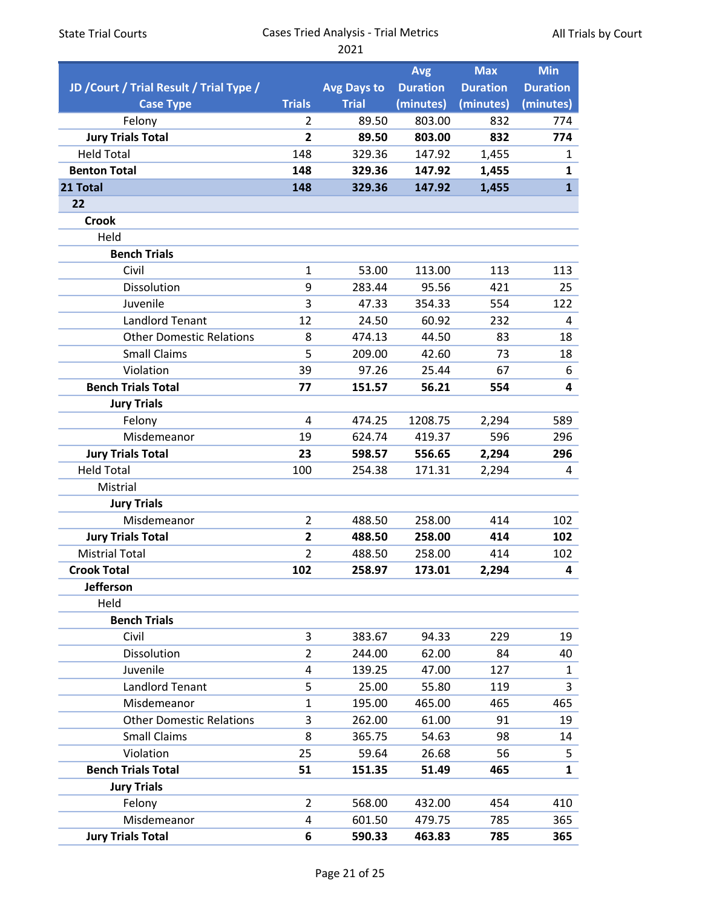| JD /Court / Trial Result / Trial Type / Case Type | Trials | Avg Days to Trial | Avg Duration (minutes) | Max Duration (minutes) | Min Duration (minutes) |
|---|---|---|---|---|---|
| Felony | 2 | 89.50 | 803.00 | 832 | 774 |
| **Jury Trials Total** | **2** | **89.50** | **803.00** | **832** | **774** |
| Held Total | 148 | 329.36 | 147.92 | 1,455 | 1 |
| **Benton Total** | **148** | **329.36** | **147.92** | **1,455** | **1** |
| **21 Total** | **148** | **329.36** | **147.92** | **1,455** | **1** |
| **22** | | | | | |
| **Crook** | | | | | |
| Held | | | | | |
| **Bench Trials** | | | | | |
| Civil | 1 | 53.00 | 113.00 | 113 | 113 |
| Dissolution | 9 | 283.44 | 95.56 | 421 | 25 |
| Juvenile | 3 | 47.33 | 354.33 | 554 | 122 |
| Landlord Tenant | 12 | 24.50 | 60.92 | 232 | 4 |
| Other Domestic Relations | 8 | 474.13 | 44.50 | 83 | 18 |
| Small Claims | 5 | 209.00 | 42.60 | 73 | 18 |
| Violation | 39 | 97.26 | 25.44 | 67 | 6 |
| **Bench Trials Total** | **77** | **151.57** | **56.21** | **554** | **4** |
| **Jury Trials** | | | | | |
| Felony | 4 | 474.25 | 1208.75 | 2,294 | 589 |
| Misdemeanor | 19 | 624.74 | 419.37 | 596 | 296 |
| **Jury Trials Total** | **23** | **598.57** | **556.65** | **2,294** | **296** |
| Held Total | 100 | 254.38 | 171.31 | 2,294 | 4 |
| Mistrial | | | | | |
| **Jury Trials** | | | | | |
| Misdemeanor | 2 | 488.50 | 258.00 | 414 | 102 |
| **Jury Trials Total** | **2** | **488.50** | **258.00** | **414** | **102** |
| Mistrial Total | 2 | 488.50 | 258.00 | 414 | 102 |
| **Crook Total** | **102** | **258.97** | **173.01** | **2,294** | **4** |
| **Jefferson** | | | | | |
| Held | | | | | |
| **Bench Trials** | | | | | |
| Civil | 3 | 383.67 | 94.33 | 229 | 19 |
| Dissolution | 2 | 244.00 | 62.00 | 84 | 40 |
| Juvenile | 4 | 139.25 | 47.00 | 127 | 1 |
| Landlord Tenant | 5 | 25.00 | 55.80 | 119 | 3 |
| Misdemeanor | 1 | 195.00 | 465.00 | 465 | 465 |
| Other Domestic Relations | 3 | 262.00 | 61.00 | 91 | 19 |
| Small Claims | 8 | 365.75 | 54.63 | 98 | 14 |
| Violation | 25 | 59.64 | 26.68 | 56 | 5 |
| **Bench Trials Total** | **51** | **151.35** | **51.49** | **465** | **1** |
| **Jury Trials** | | | | | |
| Felony | 2 | 568.00 | 432.00 | 454 | 410 |
| Misdemeanor | 4 | 601.50 | 479.75 | 785 | 365 |
| **Jury Trials Total** | **6** | **590.33** | **463.83** | **785** | **365** |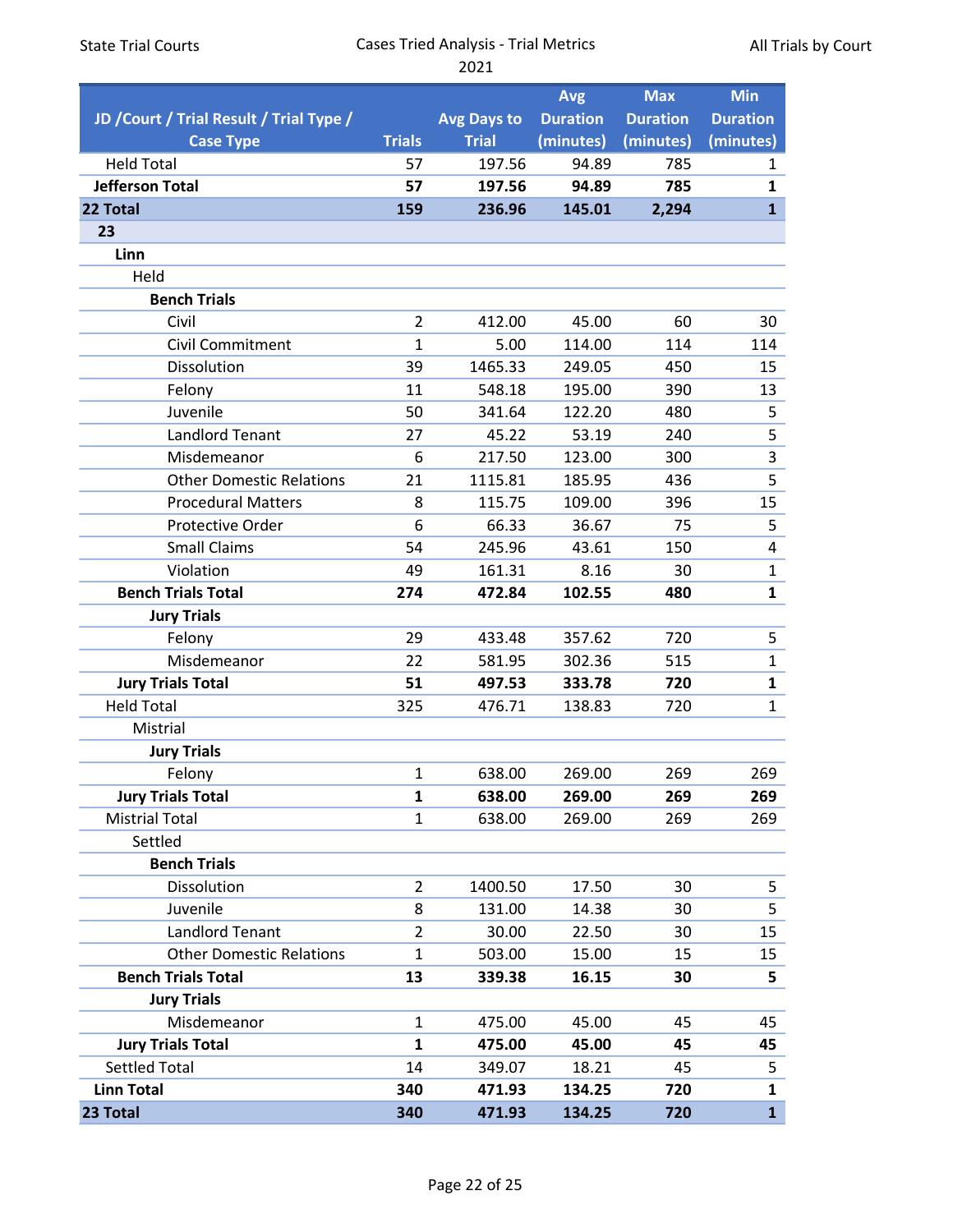| JD /Court / Trial Result / Trial Type / Case Type | Trials | Avg Days to Trial | Avg Duration (minutes) | Max Duration (minutes) | Min Duration (minutes) |
|---|---|---|---|---|---|
| Held Total | 57 | 197.56 | 94.89 | 785 | 1 |
| **Jefferson Total** | **57** | **197.56** | **94.89** | **785** | **1** |
| **22 Total** | **159** | **236.96** | **145.01** | **2,294** | **1** |
| **23** | | | | | |
| **Linn** | | | | | |
| Held | | | | | |
| **Bench Trials** | | | | | |
| Civil | 2 | 412.00 | 45.00 | 60 | 30 |
| Civil Commitment | 1 | 5.00 | 114.00 | 114 | 114 |
| Dissolution | 39 | 1465.33 | 249.05 | 450 | 15 |
| Felony | 11 | 548.18 | 195.00 | 390 | 13 |
| Juvenile | 50 | 341.64 | 122.20 | 480 | 5 |
| Landlord Tenant | 27 | 45.22 | 53.19 | 240 | 5 |
| Misdemeanor | 6 | 217.50 | 123.00 | 300 | 3 |
| Other Domestic Relations | 21 | 1115.81 | 185.95 | 436 | 5 |
| Procedural Matters | 8 | 115.75 | 109.00 | 396 | 15 |
| Protective Order | 6 | 66.33 | 36.67 | 75 | 5 |
| Small Claims | 54 | 245.96 | 43.61 | 150 | 4 |
| Violation | 49 | 161.31 | 8.16 | 30 | 1 |
| **Bench Trials Total** | **274** | **472.84** | **102.55** | **480** | **1** |
| **Jury Trials** | | | | | |
| Felony | 29 | 433.48 | 357.62 | 720 | 5 |
| Misdemeanor | 22 | 581.95 | 302.36 | 515 | 1 |
| **Jury Trials Total** | **51** | **497.53** | **333.78** | **720** | **1** |
| Held Total | 325 | 476.71 | 138.83 | 720 | 1 |
| Mistrial | | | | | |
| **Jury Trials** | | | | | |
| Felony | 1 | 638.00 | 269.00 | 269 | 269 |
| **Jury Trials Total** | **1** | **638.00** | **269.00** | **269** | **269** |
| Mistrial Total | 1 | 638.00 | 269.00 | 269 | 269 |
| Settled | | | | | |
| **Bench Trials** | | | | | |
| Dissolution | 2 | 1400.50 | 17.50 | 30 | 5 |
| Juvenile | 8 | 131.00 | 14.38 | 30 | 5 |
| Landlord Tenant | 2 | 30.00 | 22.50 | 30 | 15 |
| Other Domestic Relations | 1 | 503.00 | 15.00 | 15 | 15 |
| **Bench Trials Total** | **13** | **339.38** | **16.15** | **30** | **5** |
| **Jury Trials** | | | | | |
| Misdemeanor | 1 | 475.00 | 45.00 | 45 | 45 |
| **Jury Trials Total** | **1** | **475.00** | **45.00** | **45** | **45** |
| Settled Total | 14 | 349.07 | 18.21 | 45 | 5 |
| **Linn Total** | **340** | **471.93** | **134.25** | **720** | **1** |
| **23 Total** | **340** | **471.93** | **134.25** | **720** | **1** |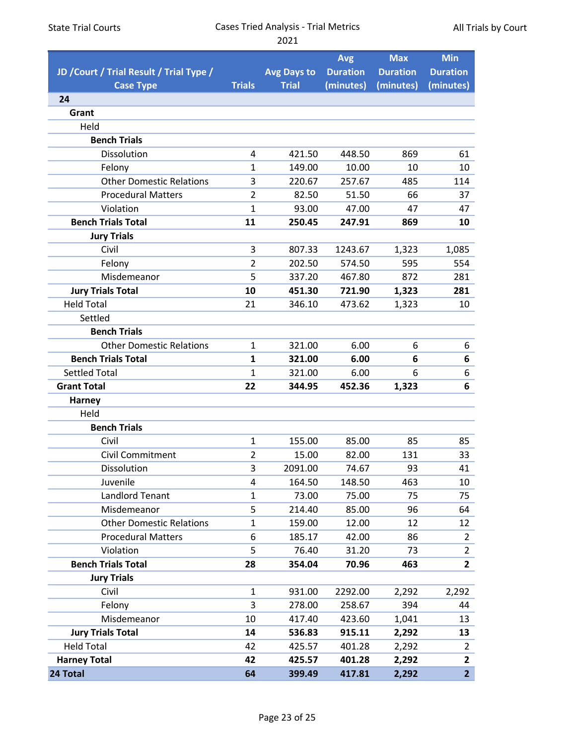State Trial Courts | Cases Tried Analysis - Trial Metrics 2021 | All Trials by Court

| JD /Court / Trial Result / Trial Type / Case Type | Trials | Avg Days to Trial | Avg Duration (minutes) | Max Duration (minutes) | Min Duration (minutes) |
|---|---|---|---|---|---|
| **24** | | | | | |
| **Grant** | | | | | |
| Held | | | | | |
| **Bench Trials** | | | | | |
| Dissolution | 4 | 421.50 | 448.50 | 869 | 61 |
| Felony | 1 | 149.00 | 10.00 | 10 | 10 |
| Other Domestic Relations | 3 | 220.67 | 257.67 | 485 | 114 |
| Procedural Matters | 2 | 82.50 | 51.50 | 66 | 37 |
| Violation | 1 | 93.00 | 47.00 | 47 | 47 |
| **Bench Trials Total** | **11** | **250.45** | **247.91** | **869** | **10** |
| **Jury Trials** | | | | | |
| Civil | 3 | 807.33 | 1243.67 | 1,323 | 1,085 |
| Felony | 2 | 202.50 | 574.50 | 595 | 554 |
| Misdemeanor | 5 | 337.20 | 467.80 | 872 | 281 |
| **Jury Trials Total** | **10** | **451.30** | **721.90** | **1,323** | **281** |
| Held Total | 21 | 346.10 | 473.62 | 1,323 | 10 |
| Settled | | | | | |
| **Bench Trials** | | | | | |
| Other Domestic Relations | 1 | 321.00 | 6.00 | 6 | 6 |
| **Bench Trials Total** | **1** | **321.00** | **6.00** | **6** | **6** |
| Settled Total | 1 | 321.00 | 6.00 | 6 | 6 |
| **Grant Total** | **22** | **344.95** | **452.36** | **1,323** | **6** |
| **Harney** | | | | | |
| Held | | | | | |
| **Bench Trials** | | | | | |
| Civil | 1 | 155.00 | 85.00 | 85 | 85 |
| Civil Commitment | 2 | 15.00 | 82.00 | 131 | 33 |
| Dissolution | 3 | 2091.00 | 74.67 | 93 | 41 |
| Juvenile | 4 | 164.50 | 148.50 | 463 | 10 |
| Landlord Tenant | 1 | 73.00 | 75.00 | 75 | 75 |
| Misdemeanor | 5 | 214.40 | 85.00 | 96 | 64 |
| Other Domestic Relations | 1 | 159.00 | 12.00 | 12 | 12 |
| Procedural Matters | 6 | 185.17 | 42.00 | 86 | 2 |
| Violation | 5 | 76.40 | 31.20 | 73 | 2 |
| **Bench Trials Total** | **28** | **354.04** | **70.96** | **463** | **2** |
| **Jury Trials** | | | | | |
| Civil | 1 | 931.00 | 2292.00 | 2,292 | 2,292 |
| Felony | 3 | 278.00 | 258.67 | 394 | 44 |
| Misdemeanor | 10 | 417.40 | 423.60 | 1,041 | 13 |
| **Jury Trials Total** | **14** | **536.83** | **915.11** | **2,292** | **13** |
| Held Total | 42 | 425.57 | 401.28 | 2,292 | 2 |
| **Harney Total** | **42** | **425.57** | **401.28** | **2,292** | **2** |
| **24 Total** | **64** | **399.49** | **417.81** | **2,292** | **2** |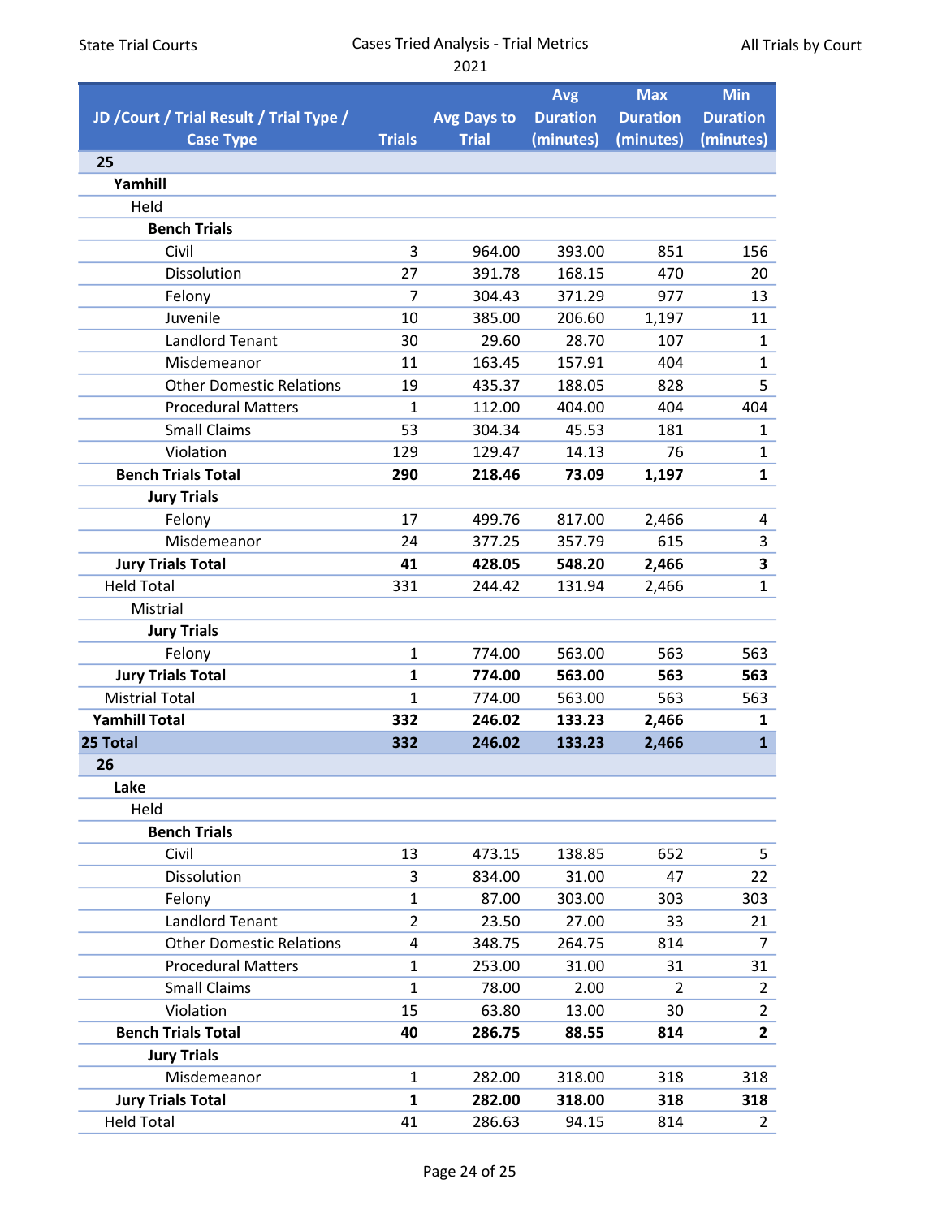| JD /Court / Trial Result / Trial Type / Case Type | Trials | Avg Days to Trial | Avg Duration (minutes) | Max Duration (minutes) | Min Duration (minutes) |
|---|---|---|---|---|---|
| **25** | | | | | |
| **Yamhill** | | | | | |
| Held | | | | | |
| **Bench Trials** | | | | | |
| Civil | 3 | 964.00 | 393.00 | 851 | 156 |
| Dissolution | 27 | 391.78 | 168.15 | 470 | 20 |
| Felony | 7 | 304.43 | 371.29 | 977 | 13 |
| Juvenile | 10 | 385.00 | 206.60 | 1,197 | 11 |
| Landlord Tenant | 30 | 29.60 | 28.70 | 107 | 1 |
| Misdemeanor | 11 | 163.45 | 157.91 | 404 | 1 |
| Other Domestic Relations | 19 | 435.37 | 188.05 | 828 | 5 |
| Procedural Matters | 1 | 112.00 | 404.00 | 404 | 404 |
| Small Claims | 53 | 304.34 | 45.53 | 181 | 1 |
| Violation | 129 | 129.47 | 14.13 | 76 | 1 |
| **Bench Trials Total** | **290** | **218.46** | **73.09** | **1,197** | **1** |
| **Jury Trials** | | | | | |
| Felony | 17 | 499.76 | 817.00 | 2,466 | 4 |
| Misdemeanor | 24 | 377.25 | 357.79 | 615 | 3 |
| **Jury Trials Total** | **41** | **428.05** | **548.20** | **2,466** | **3** |
| Held Total | 331 | 244.42 | 131.94 | 2,466 | 1 |
| Mistrial | | | | | |
| **Jury Trials** | | | | | |
| Felony | 1 | 774.00 | 563.00 | 563 | 563 |
| **Jury Trials Total** | **1** | **774.00** | **563.00** | **563** | **563** |
| Mistrial Total | 1 | 774.00 | 563.00 | 563 | 563 |
| **Yamhill Total** | **332** | **246.02** | **133.23** | **2,466** | **1** |
| **25 Total** | **332** | **246.02** | **133.23** | **2,466** | **1** |
| **26** | | | | | |
| **Lake** | | | | | |
| Held | | | | | |
| **Bench Trials** | | | | | |
| Civil | 13 | 473.15 | 138.85 | 652 | 5 |
| Dissolution | 3 | 834.00 | 31.00 | 47 | 22 |
| Felony | 1 | 87.00 | 303.00 | 303 | 303 |
| Landlord Tenant | 2 | 23.50 | 27.00 | 33 | 21 |
| Other Domestic Relations | 4 | 348.75 | 264.75 | 814 | 7 |
| Procedural Matters | 1 | 253.00 | 31.00 | 31 | 31 |
| Small Claims | 1 | 78.00 | 2.00 | 2 | 2 |
| Violation | 15 | 63.80 | 13.00 | 30 | 2 |
| **Bench Trials Total** | **40** | **286.75** | **88.55** | **814** | **2** |
| **Jury Trials** | | | | | |
| Misdemeanor | 1 | 282.00 | 318.00 | 318 | 318 |
| **Jury Trials Total** | **1** | **282.00** | **318.00** | **318** | **318** |
| Held Total | 41 | 286.63 | 94.15 | 814 | 2 |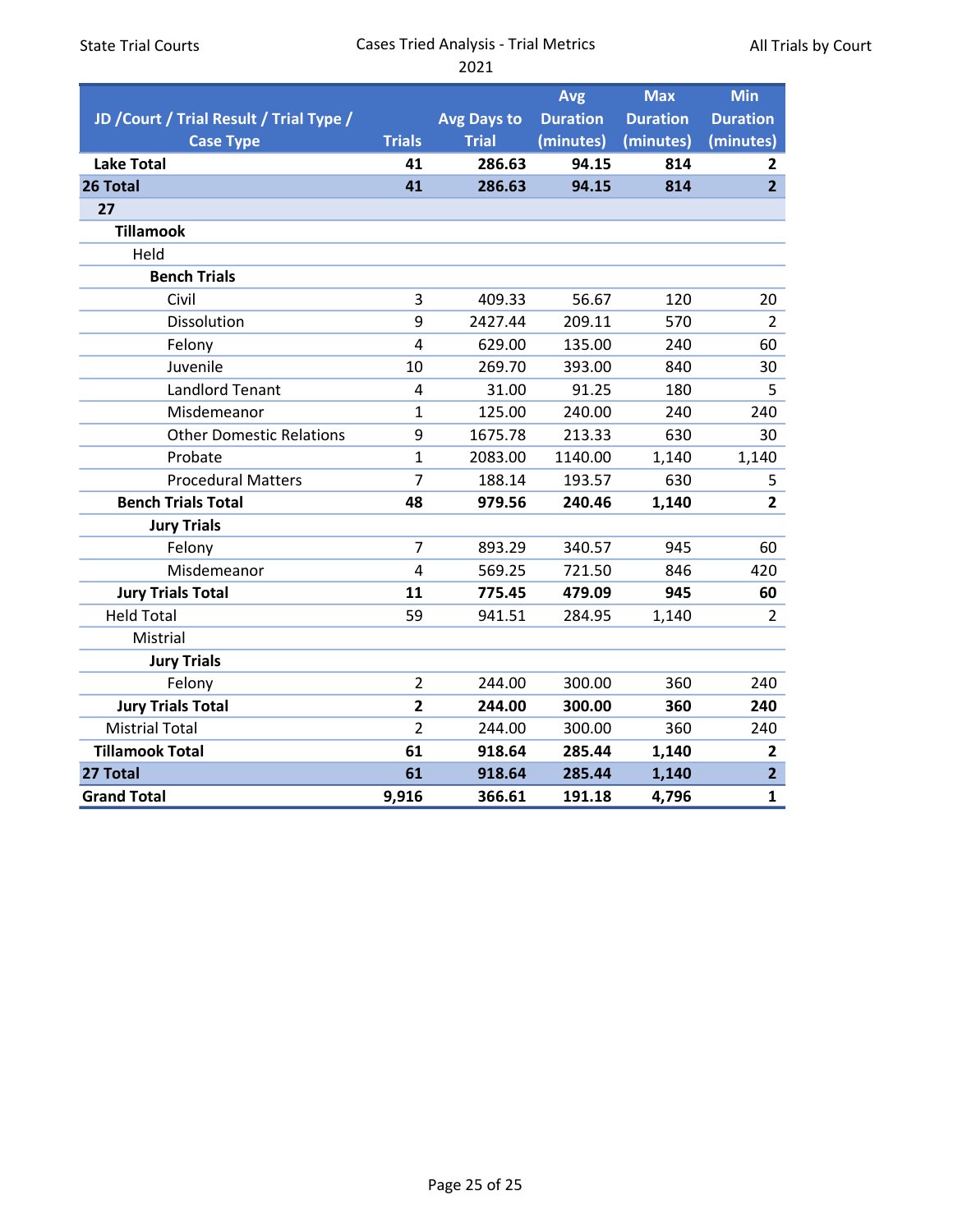| JD /Court / Trial Result / Trial Type / Case Type | Trials | Avg Days to Trial | Avg Duration (minutes) | Max Duration (minutes) | Min Duration (minutes) |
|---|---|---|---|---|---|
| **Lake Total** | **41** | **286.63** | **94.15** | **814** | **2** |
| **26 Total** | **41** | **286.63** | **94.15** | **814** | **2** |
| **27** | | | | | |
| **Tillamook** | | | | | |
| Held | | | | | |
| **Bench Trials** | | | | | |
| Civil | 3 | 409.33 | 56.67 | 120 | 20 |
| Dissolution | 9 | 2427.44 | 209.11 | 570 | 2 |
| Felony | 4 | 629.00 | 135.00 | 240 | 60 |
| Juvenile | 10 | 269.70 | 393.00 | 840 | 30 |
| Landlord Tenant | 4 | 31.00 | 91.25 | 180 | 5 |
| Misdemeanor | 1 | 125.00 | 240.00 | 240 | 240 |
| Other Domestic Relations | 9 | 1675.78 | 213.33 | 630 | 30 |
| Probate | 1 | 2083.00 | 1140.00 | 1,140 | 1,140 |
| Procedural Matters | 7 | 188.14 | 193.57 | 630 | 5 |
| **Bench Trials Total** | **48** | **979.56** | **240.46** | **1,140** | **2** |
| **Jury Trials** | | | | | |
| Felony | 7 | 893.29 | 340.57 | 945 | 60 |
| Misdemeanor | 4 | 569.25 | 721.50 | 846 | 420 |
| **Jury Trials Total** | **11** | **775.45** | **479.09** | **945** | **60** |
| Held Total | 59 | 941.51 | 284.95 | 1,140 | 2 |
| Mistrial | | | | | |
| **Jury Trials** | | | | | |
| Felony | 2 | 244.00 | 300.00 | 360 | 240 |
| **Jury Trials Total** | **2** | **244.00** | **300.00** | **360** | **240** |
| Mistrial Total | 2 | 244.00 | 300.00 | 360 | 240 |
| **Tillamook Total** | **61** | **918.64** | **285.44** | **1,140** | **2** |
| **27 Total** | **61** | **918.64** | **285.44** | **1,140** | **2** |
| **Grand Total** | **9,916** | **366.61** | **191.18** | **4,796** | **1** |